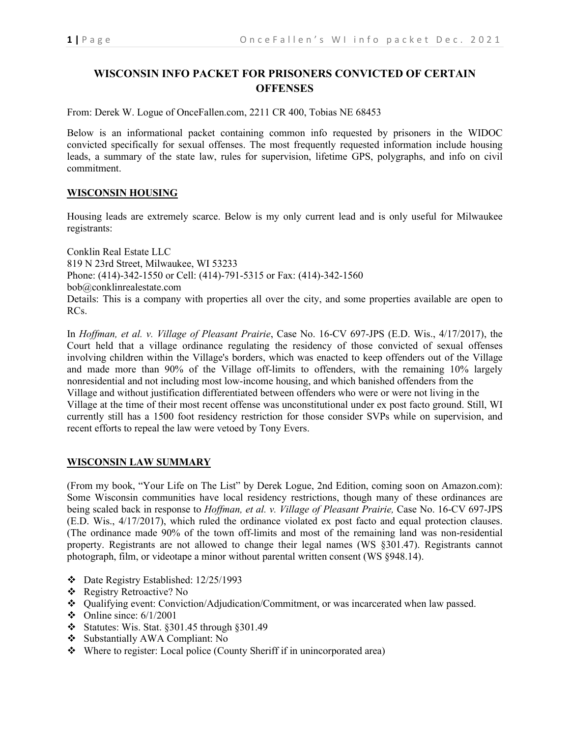# WISCONSIN INFO PACKET FOR PRISONERS CONVICTED OF CERTAIN OFFENSES

From: Derek W. Logue of OnceFallen.com, 2211 CR 400, Tobias NE 68453

Below is an informational packet containing common info requested by prisoners in the WIDOC convicted specifically for sexual offenses. The most frequently requested information include housing leads, a summary of the state law, rules for supervision, lifetime GPS, polygraphs, and info on civil commitment.

## WISCONSIN HOUSING

Housing leads are extremely scarce. Below is my only current lead and is only useful for Milwaukee registrants:

Conklin Real Estate LLC
819 N 23rd Street, Milwaukee, WI 53233
Phone: (414)-342-1550 or Cell: (414)-791-5315 or Fax: (414)-342-1560
bob@conklinrealestate.com
Details: This is a company with properties all over the city, and some properties available are open to RCs.

In *Hoffman, et al. v. Village of Pleasant Prairie*, Case No. 16-CV 697-JPS (E.D. Wis., 4/17/2017), the Court held that a village ordinance regulating the residency of those convicted of sexual offenses involving children within the Village's borders, which was enacted to keep offenders out of the Village and made more than 90% of the Village off-limits to offenders, with the remaining 10% largely nonresidential and not including most low-income housing, and which banished offenders from the Village and without justification differentiated between offenders who were or were not living in the Village at the time of their most recent offense was unconstitutional under ex post facto ground. Still, WI currently still has a 1500 foot residency restriction for those consider SVPs while on supervision, and recent efforts to repeal the law were vetoed by Tony Evers.

## WISCONSIN LAW SUMMARY

(From my book, "Your Life on The List" by Derek Logue, 2nd Edition, coming soon on Amazon.com): Some Wisconsin communities have local residency restrictions, though many of these ordinances are being scaled back in response to *Hoffman, et al. v. Village of Pleasant Prairie,* Case No. 16-CV 697-JPS (E.D. Wis., 4/17/2017), which ruled the ordinance violated ex post facto and equal protection clauses. (The ordinance made 90% of the town off-limits and most of the remaining land was non-residential property. Registrants are not allowed to change their legal names (WS §301.47). Registrants cannot photograph, film, or videotape a minor without parental written consent (WS §948.14).

- Date Registry Established: 12/25/1993
- Registry Retroactive? No
- Qualifying event: Conviction/Adjudication/Commitment, or was incarcerated when law passed.
- Online since: 6/1/2001
- Statutes: Wis. Stat. §301.45 through §301.49
- Substantially AWA Compliant: No
- Where to register: Local police (County Sheriff if in unincorporated area)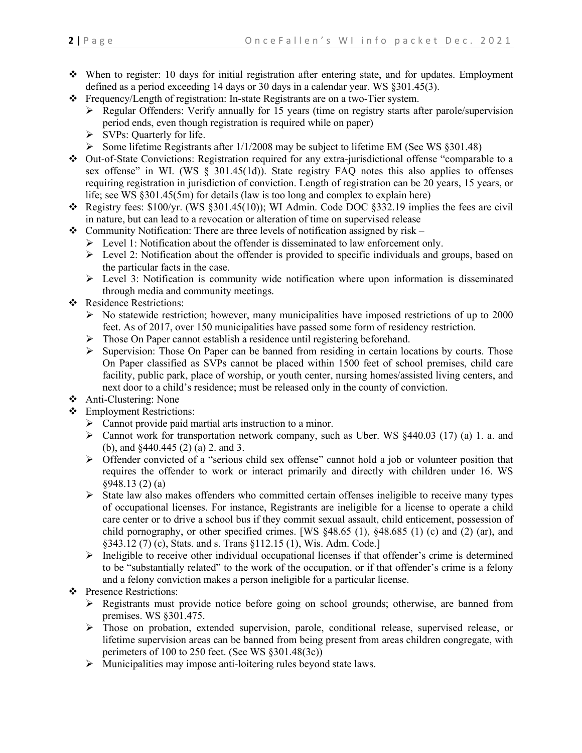- When to register: 10 days for initial registration after entering state, and for updates. Employment defined as a period exceeding 14 days or 30 days in a calendar year. WS §301.45(3).
- Frequency/Length of registration: In-state Registrants are on a two-Tier system.
  - Regular Offenders: Verify annually for 15 years (time on registry starts after parole/supervision period ends, even though registration is required while on paper)
  - SVPs: Quarterly for life.
  - Some lifetime Registrants after 1/1/2008 may be subject to lifetime EM (See WS §301.48)
- Out-of-State Convictions: Registration required for any extra-jurisdictional offense "comparable to a sex offense" in WI. (WS § 301.45(1d)). State registry FAQ notes this also applies to offenses requiring registration in jurisdiction of conviction. Length of registration can be 20 years, 15 years, or life; see WS §301.45(5m) for details (law is too long and complex to explain here)
- Registry fees: $100/yr. (WS §301.45(10)); WI Admin. Code DOC §332.19 implies the fees are civil in nature, but can lead to a revocation or alteration of time on supervised release
- Community Notification: There are three levels of notification assigned by risk –
  - Level 1: Notification about the offender is disseminated to law enforcement only.
  - Level 2: Notification about the offender is provided to specific individuals and groups, based on the particular facts in the case.
  - Level 3: Notification is community wide notification where upon information is disseminated through media and community meetings.
- Residence Restrictions:
  - No statewide restriction; however, many municipalities have imposed restrictions of up to 2000 feet. As of 2017, over 150 municipalities have passed some form of residency restriction.
  - Those On Paper cannot establish a residence until registering beforehand.
  - Supervision: Those On Paper can be banned from residing in certain locations by courts. Those On Paper classified as SVPs cannot be placed within 1500 feet of school premises, child care facility, public park, place of worship, or youth center, nursing homes/assisted living centers, and next door to a child's residence; must be released only in the county of conviction.
- Anti-Clustering: None
- Employment Restrictions:
  - Cannot provide paid martial arts instruction to a minor.
  - Cannot work for transportation network company, such as Uber. WS §440.03 (17) (a) 1. a. and (b), and §440.445 (2) (a) 2. and 3.
  - Offender convicted of a "serious child sex offense" cannot hold a job or volunteer position that requires the offender to work or interact primarily and directly with children under 16. WS §948.13 (2) (a)
  - State law also makes offenders who committed certain offenses ineligible to receive many types of occupational licenses. For instance, Registrants are ineligible for a license to operate a child care center or to drive a school bus if they commit sexual assault, child enticement, possession of child pornography, or other specified crimes. [WS §48.65 (1), §48.685 (1) (c) and (2) (ar), and §343.12 (7) (c), Stats. and s. Trans §112.15 (1), Wis. Adm. Code.]
  - Ineligible to receive other individual occupational licenses if that offender's crime is determined to be "substantially related" to the work of the occupation, or if that offender's crime is a felony and a felony conviction makes a person ineligible for a particular license.
- Presence Restrictions:
  - Registrants must provide notice before going on school grounds; otherwise, are banned from premises. WS §301.475.
  - Those on probation, extended supervision, parole, conditional release, supervised release, or lifetime supervision areas can be banned from being present from areas children congregate, with perimeters of 100 to 250 feet. (See WS §301.48(3c))
  - Municipalities may impose anti-loitering rules beyond state laws.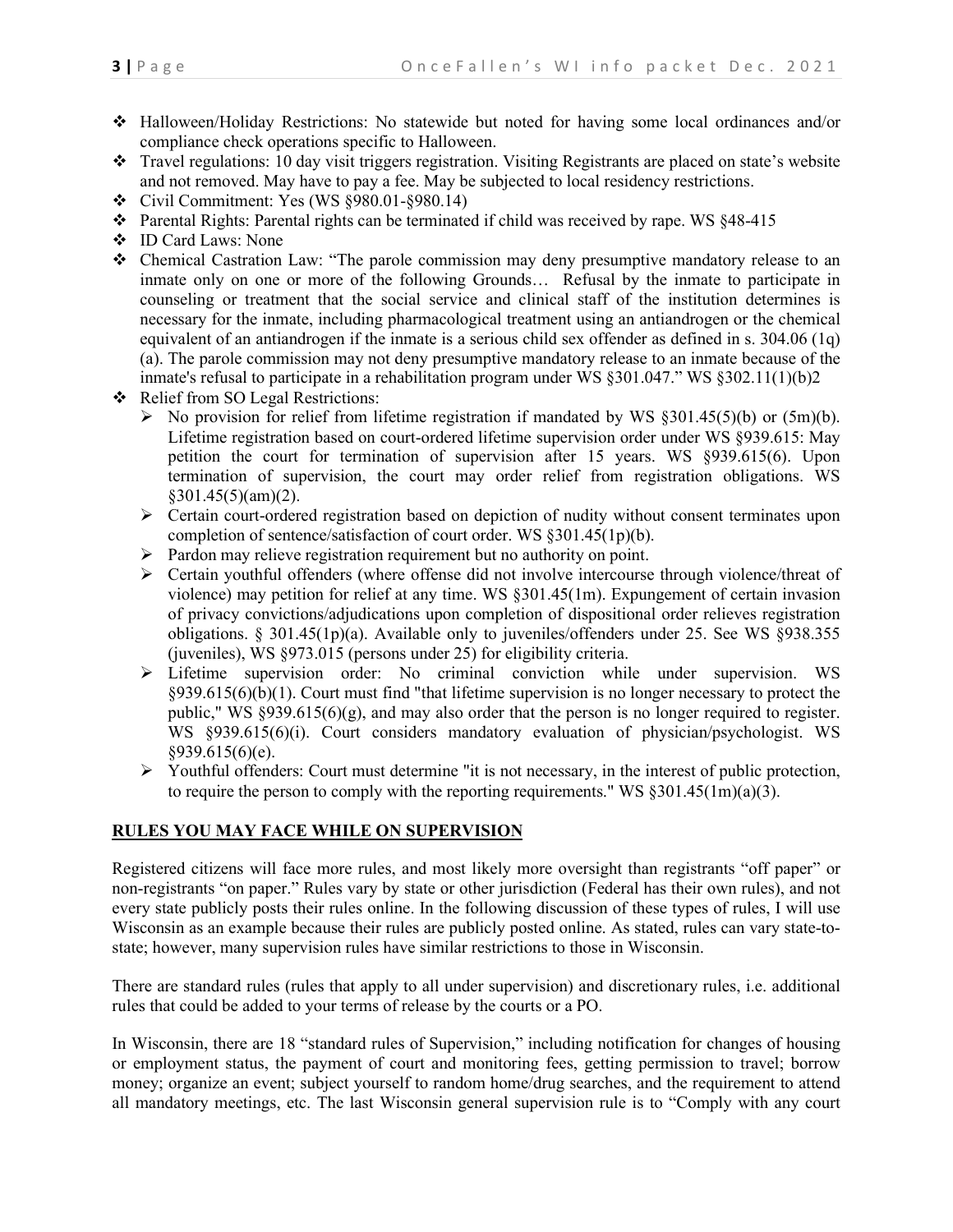- Halloween/Holiday Restrictions: No statewide but noted for having some local ordinances and/or compliance check operations specific to Halloween.
- Travel regulations: 10 day visit triggers registration. Visiting Registrants are placed on state's website and not removed. May have to pay a fee. May be subjected to local residency restrictions.
- Civil Commitment: Yes (WS §980.01-§980.14)
- Parental Rights: Parental rights can be terminated if child was received by rape. WS §48-415
- ID Card Laws: None
- Chemical Castration Law: "The parole commission may deny presumptive mandatory release to an inmate only on one or more of the following Grounds… Refusal by the inmate to participate in counseling or treatment that the social service and clinical staff of the institution determines is necessary for the inmate, including pharmacological treatment using an antiandrogen or the chemical equivalent of an antiandrogen if the inmate is a serious child sex offender as defined in s. 304.06 (1q) (a). The parole commission may not deny presumptive mandatory release to an inmate because of the inmate's refusal to participate in a rehabilitation program under WS §301.047." WS §302.11(1)(b)2
- Relief from SO Legal Restrictions:
  - No provision for relief from lifetime registration if mandated by WS §301.45(5)(b) or (5m)(b). Lifetime registration based on court-ordered lifetime supervision order under WS §939.615: May petition the court for termination of supervision after 15 years. WS §939.615(6). Upon termination of supervision, the court may order relief from registration obligations. WS §301.45(5)(am)(2).
  - Certain court-ordered registration based on depiction of nudity without consent terminates upon completion of sentence/satisfaction of court order. WS §301.45(1p)(b).
  - Pardon may relieve registration requirement but no authority on point.
  - Certain youthful offenders (where offense did not involve intercourse through violence/threat of violence) may petition for relief at any time. WS §301.45(1m). Expungement of certain invasion of privacy convictions/adjudications upon completion of dispositional order relieves registration obligations. § 301.45(1p)(a). Available only to juveniles/offenders under 25. See WS §938.355 (juveniles), WS §973.015 (persons under 25) for eligibility criteria.
  - Lifetime supervision order: No criminal conviction while under supervision. WS §939.615(6)(b)(1). Court must find "that lifetime supervision is no longer necessary to protect the public," WS §939.615(6)(g), and may also order that the person is no longer required to register. WS §939.615(6)(i). Court considers mandatory evaluation of physician/psychologist. WS §939.615(6)(e).
  - Youthful offenders: Court must determine "it is not necessary, in the interest of public protection, to require the person to comply with the reporting requirements." WS §301.45(1m)(a)(3).

## RULES YOU MAY FACE WHILE ON SUPERVISION

Registered citizens will face more rules, and most likely more oversight than registrants "off paper" or non-registrants "on paper." Rules vary by state or other jurisdiction (Federal has their own rules), and not every state publicly posts their rules online. In the following discussion of these types of rules, I will use Wisconsin as an example because their rules are publicly posted online. As stated, rules can vary state-to-state; however, many supervision rules have similar restrictions to those in Wisconsin.

There are standard rules (rules that apply to all under supervision) and discretionary rules, i.e. additional rules that could be added to your terms of release by the courts or a PO.

In Wisconsin, there are 18 "standard rules of Supervision," including notification for changes of housing or employment status, the payment of court and monitoring fees, getting permission to travel; borrow money; organize an event; subject yourself to random home/drug searches, and the requirement to attend all mandatory meetings, etc. The last Wisconsin general supervision rule is to "Comply with any court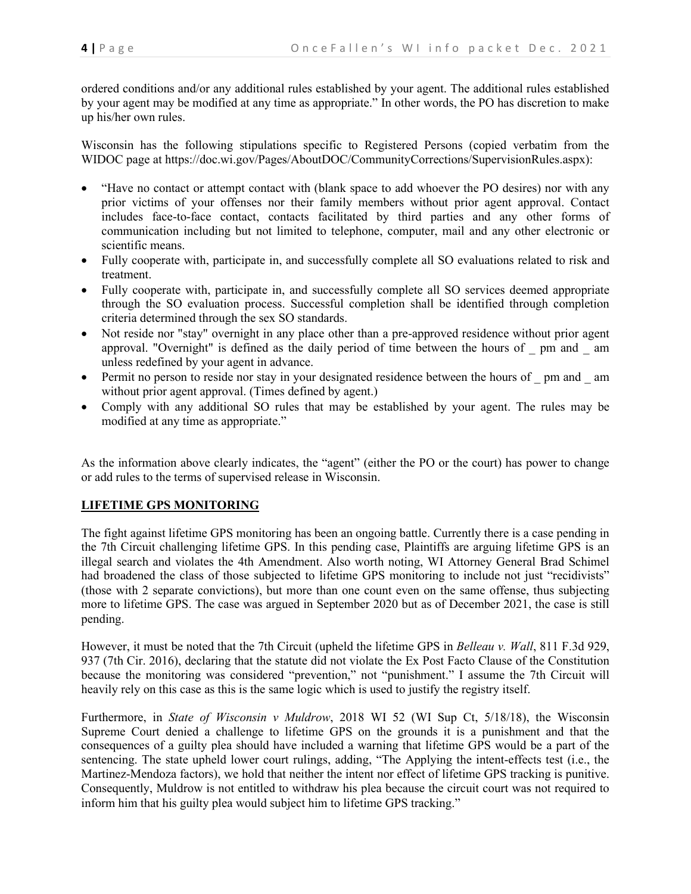ordered conditions and/or any additional rules established by your agent. The additional rules established by your agent may be modified at any time as appropriate." In other words, the PO has discretion to make up his/her own rules.

Wisconsin has the following stipulations specific to Registered Persons (copied verbatim from the WIDOC page at https://doc.wi.gov/Pages/AboutDOC/CommunityCorrections/SupervisionRules.aspx):

- "Have no contact or attempt contact with (blank space to add whoever the PO desires) nor with any prior victims of your offenses nor their family members without prior agent approval. Contact includes face-to-face contact, contacts facilitated by third parties and any other forms of communication including but not limited to telephone, computer, mail and any other electronic or scientific means.
- Fully cooperate with, participate in, and successfully complete all SO evaluations related to risk and treatment.
- Fully cooperate with, participate in, and successfully complete all SO services deemed appropriate through the SO evaluation process. Successful completion shall be identified through completion criteria determined through the sex SO standards.
- Not reside nor "stay" overnight in any place other than a pre-approved residence without prior agent approval. "Overnight" is defined as the daily period of time between the hours of _ pm and _ am unless redefined by your agent in advance.
- Permit no person to reside nor stay in your designated residence between the hours of _ pm and _ am without prior agent approval. (Times defined by agent.)
- Comply with any additional SO rules that may be established by your agent. The rules may be modified at any time as appropriate."

As the information above clearly indicates, the "agent" (either the PO or the court) has power to change or add rules to the terms of supervised release in Wisconsin.

## LIFETIME GPS MONITORING

The fight against lifetime GPS monitoring has been an ongoing battle. Currently there is a case pending in the 7th Circuit challenging lifetime GPS. In this pending case, Plaintiffs are arguing lifetime GPS is an illegal search and violates the 4th Amendment. Also worth noting, WI Attorney General Brad Schimel had broadened the class of those subjected to lifetime GPS monitoring to include not just "recidivists" (those with 2 separate convictions), but more than one count even on the same offense, thus subjecting more to lifetime GPS. The case was argued in September 2020 but as of December 2021, the case is still pending.

However, it must be noted that the 7th Circuit (upheld the lifetime GPS in *Belleau v. Wall*, 811 F.3d 929, 937 (7th Cir. 2016), declaring that the statute did not violate the Ex Post Facto Clause of the Constitution because the monitoring was considered "prevention," not "punishment." I assume the 7th Circuit will heavily rely on this case as this is the same logic which is used to justify the registry itself.

Furthermore, in *State of Wisconsin v Muldrow*, 2018 WI 52 (WI Sup Ct, 5/18/18), the Wisconsin Supreme Court denied a challenge to lifetime GPS on the grounds it is a punishment and that the consequences of a guilty plea should have included a warning that lifetime GPS would be a part of the sentencing. The state upheld lower court rulings, adding, "The Applying the intent-effects test (i.e., the Martinez-Mendoza factors), we hold that neither the intent nor effect of lifetime GPS tracking is punitive. Consequently, Muldrow is not entitled to withdraw his plea because the circuit court was not required to inform him that his guilty plea would subject him to lifetime GPS tracking."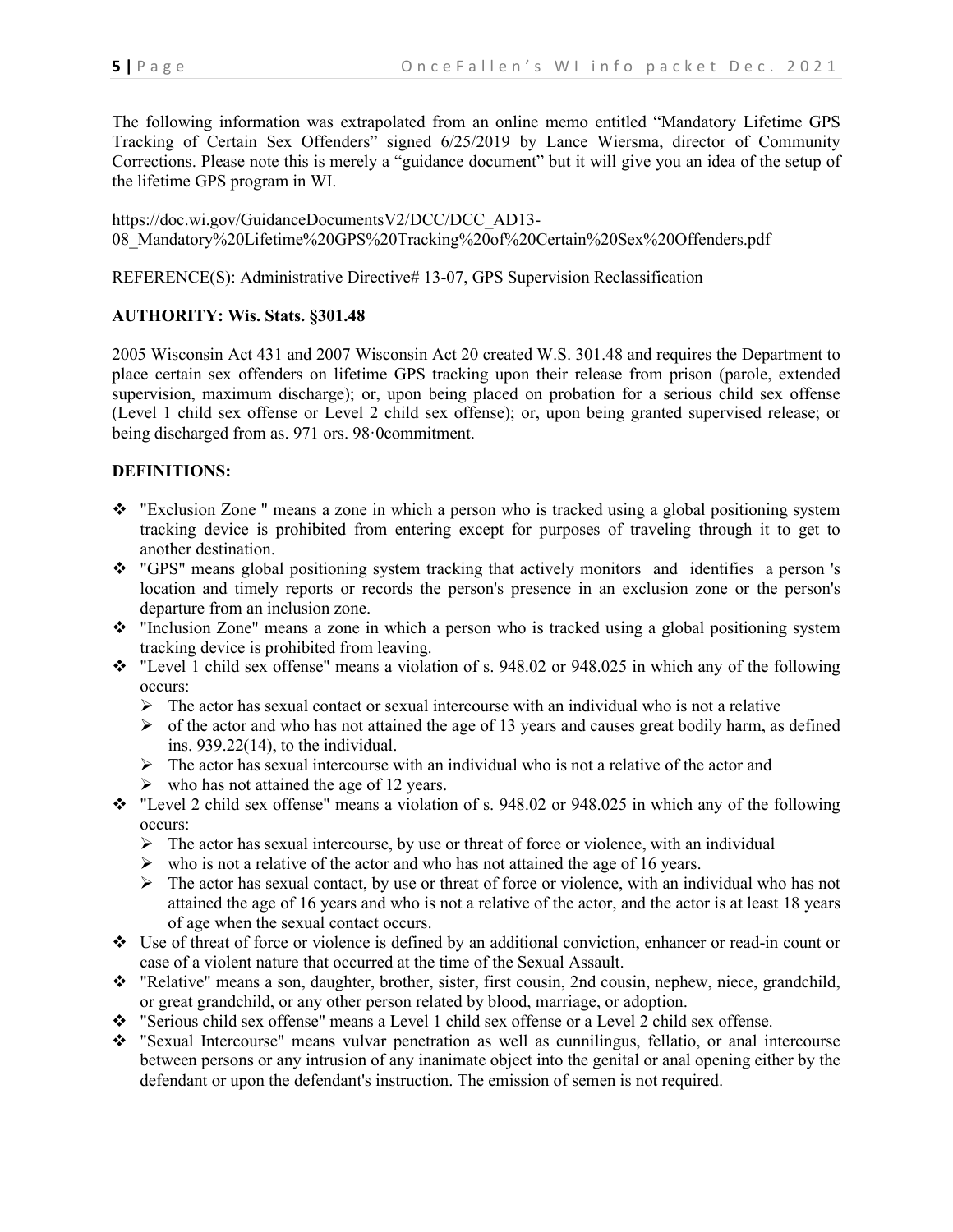The following information was extrapolated from an online memo entitled "Mandatory Lifetime GPS Tracking of Certain Sex Offenders" signed 6/25/2019 by Lance Wiersma, director of Community Corrections. Please note this is merely a "guidance document" but it will give you an idea of the setup of the lifetime GPS program in WI.

https://doc.wi.gov/GuidanceDocumentsV2/DCC/DCC_AD13-08_Mandatory%20Lifetime%20GPS%20Tracking%20of%20Certain%20Sex%20Offenders.pdf

REFERENCE(S): Administrative Directive# 13-07, GPS Supervision Reclassification

**AUTHORITY: Wis. Stats. §301.48**

2005 Wisconsin Act 431 and 2007 Wisconsin Act 20 created W.S. 301.48 and requires the Department to place certain sex offenders on lifetime GPS tracking upon their release from prison (parole, extended supervision, maximum discharge); or, upon being placed on probation for a serious child sex offense (Level 1 child sex offense or Level 2 child sex offense); or, upon being granted supervised release; or being discharged from as. 971 ors. 98·0commitment.

**DEFINITIONS:**

- "Exclusion Zone " means a zone in which a person who is tracked using a global positioning system tracking device is prohibited from entering except for purposes of traveling through it to get to another destination.
- "GPS" means global positioning system tracking that actively monitors and identifies a person 's location and timely reports or records the person's presence in an exclusion zone or the person's departure from an inclusion zone.
- "Inclusion Zone" means a zone in which a person who is tracked using a global positioning system tracking device is prohibited from leaving.
- "Level 1 child sex offense" means a violation of s. 948.02 or 948.025 in which any of the following occurs:
  - The actor has sexual contact or sexual intercourse with an individual who is not a relative
  - of the actor and who has not attained the age of 13 years and causes great bodily harm, as defined ins. 939.22(14), to the individual.
  - The actor has sexual intercourse with an individual who is not a relative of the actor and
  - who has not attained the age of 12 years.
- "Level 2 child sex offense" means a violation of s. 948.02 or 948.025 in which any of the following occurs:
  - The actor has sexual intercourse, by use or threat of force or violence, with an individual
  - who is not a relative of the actor and who has not attained the age of 16 years.
  - The actor has sexual contact, by use or threat of force or violence, with an individual who has not attained the age of 16 years and who is not a relative of the actor, and the actor is at least 18 years of age when the sexual contact occurs.
- Use of threat of force or violence is defined by an additional conviction, enhancer or read-in count or case of a violent nature that occurred at the time of the Sexual Assault.
- "Relative" means a son, daughter, brother, sister, first cousin, 2nd cousin, nephew, niece, grandchild, or great grandchild, or any other person related by blood, marriage, or adoption.
- "Serious child sex offense" means a Level 1 child sex offense or a Level 2 child sex offense.
- "Sexual Intercourse" means vulvar penetration as well as cunnilingus, fellatio, or anal intercourse between persons or any intrusion of any inanimate object into the genital or anal opening either by the defendant or upon the defendant's instruction. The emission of semen is not required.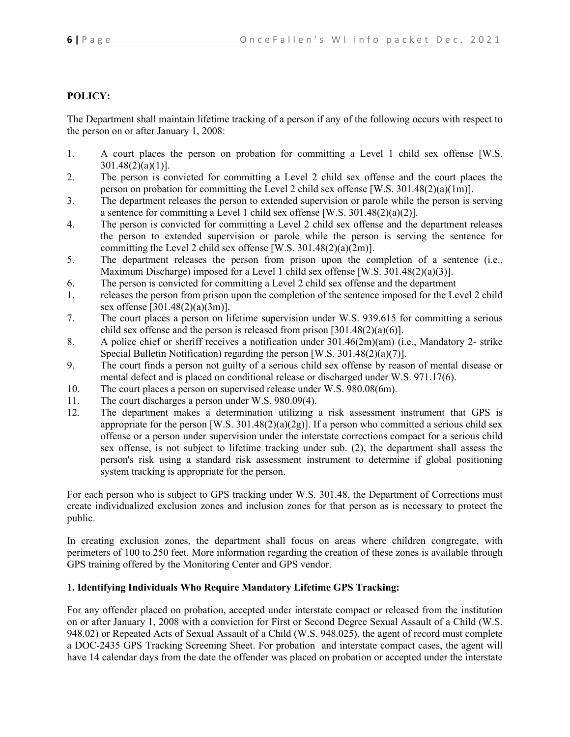**POLICY:**

The Department shall maintain lifetime tracking of a person if any of the following occurs with respect to the person on or after January 1, 2008:

1. A court places the person on probation for committing a Level 1 child sex offense [W.S. 301.48(2)(a)(1)].
2. The person is convicted for committing a Level 2 child sex offense and the court places the person on probation for committing the Level 2 child sex offense [W.S. 301.48(2)(a)(1m)].
3. The department releases the person to extended supervision or parole while the person is serving a sentence for committing a Level 1 child sex offense [W.S. 301.48(2)(a)(2)].
4. The person is convicted for committing a Level 2 child sex offense and the department releases the person to extended supervision or parole while the person is serving the sentence for committing the Level 2 child sex offense [W.S. 301.48(2)(a)(2m)].
5. The department releases the person from prison upon the completion of a sentence (i.e., Maximum Discharge) imposed for a Level 1 child sex offense [W.S. 301.48(2)(a)(3)].
6. The person is convicted for committing a Level 2 child sex offense and the department
1. releases the person from prison upon the completion of the sentence imposed for the Level 2 child sex offense [301.48(2)(a)(3m)].
7. The court places a person on lifetime supervision under W.S. 939.615 for committing a serious child sex offense and the person is released from prison [301.48(2)(a)(6)].
8. A police chief or sheriff receives a notification under 301.46(2m)(am) (i.e., Mandatory 2- strike Special Bulletin Notification) regarding the person [W.S. 301.48(2)(a)(7)].
9. The court finds a person not guilty of a serious child sex offense by reason of mental disease or mental defect and is placed on conditional release or discharged under W.S. 971.17(6).
10. The court places a person on supervised release under W.S. 980.08(6m).
11. The court discharges a person under W.S. 980.09(4).
12. The department makes a determination utilizing a risk assessment instrument that GPS is appropriate for the person [W.S. 301.48(2)(a)(2g)]. If a person who committed a serious child sex offense or a person under supervision under the interstate corrections compact for a serious child sex offense, is not subject to lifetime tracking under sub. (2), the department shall assess the person's risk using a standard risk assessment instrument to determine if global positioning system tracking is appropriate for the person.

For each person who is subject to GPS tracking under W.S. 301.48, the Department of Corrections must create individualized exclusion zones and inclusion zones for that person as is necessary to protect the public.

In creating exclusion zones, the department shall focus on areas where children congregate, with perimeters of 100 to 250 feet. More information regarding the creation of these zones is available through GPS training offered by the Monitoring Center and GPS vendor.

**1. Identifying Individuals Who Require Mandatory Lifetime GPS Tracking:**

For any offender placed on probation, accepted under interstate compact or released from the institution on or after January 1, 2008 with a conviction for First or Second Degree Sexual Assault of a Child (W.S. 948.02) or Repeated Acts of Sexual Assault of a Child (W.S. 948.025), the agent of record must complete a DOC-2435 GPS Tracking Screening Sheet. For probation and interstate compact cases, the agent will have 14 calendar days from the date the offender was placed on probation or accepted under the interstate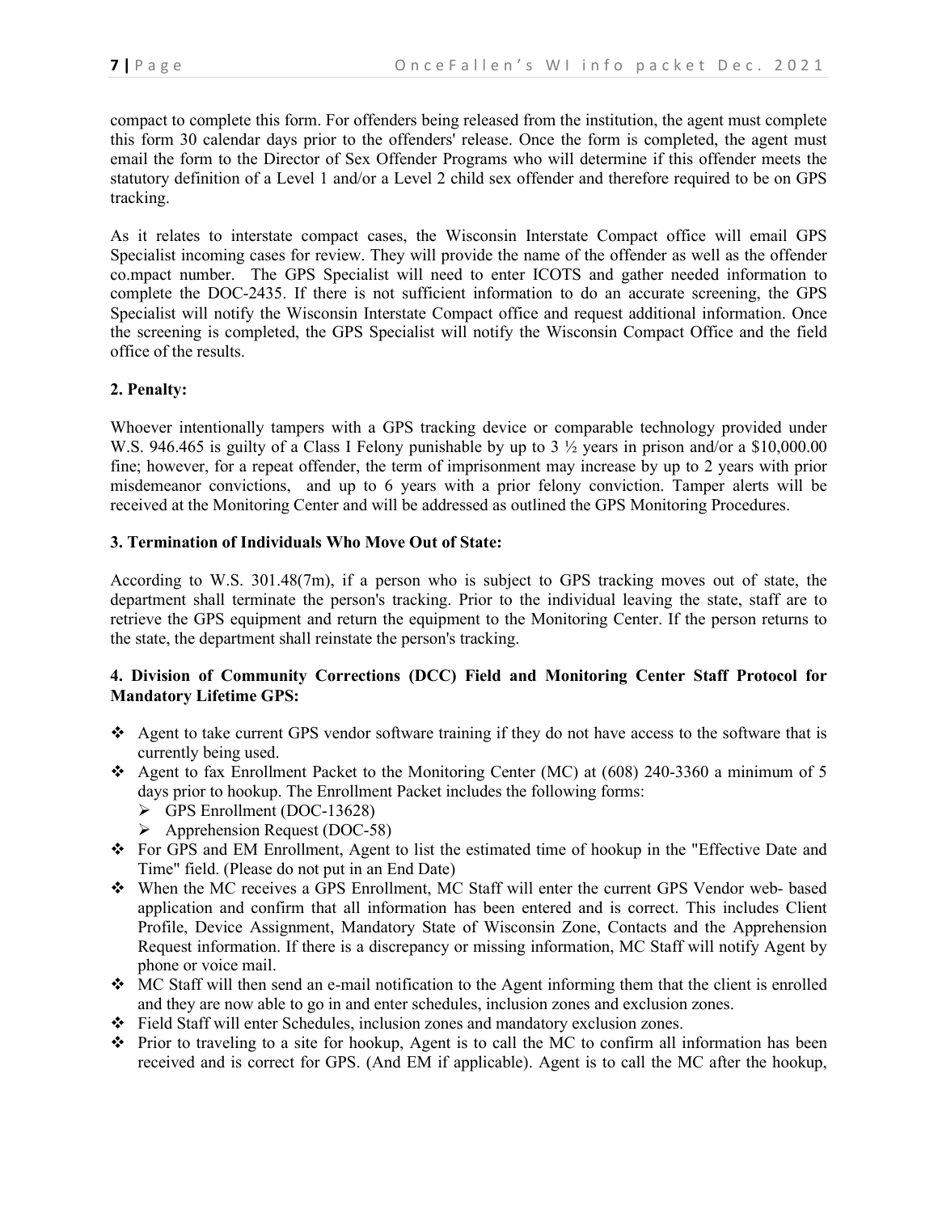compact to complete this form. For offenders being released from the institution, the agent must complete this form 30 calendar days prior to the offenders' release. Once the form is completed, the agent must email the form to the Director of Sex Offender Programs who will determine if this offender meets the statutory definition of a Level 1 and/or a Level 2 child sex offender and therefore required to be on GPS tracking.

As it relates to interstate compact cases, the Wisconsin Interstate Compact office will email GPS Specialist incoming cases for review. They will provide the name of the offender as well as the offender co.mpact number. The GPS Specialist will need to enter ICOTS and gather needed information to complete the DOC-2435. If there is not sufficient information to do an accurate screening, the GPS Specialist will notify the Wisconsin Interstate Compact office and request additional information. Once the screening is completed, the GPS Specialist will notify the Wisconsin Compact Office and the field office of the results.

**2. Penalty:**

Whoever intentionally tampers with a GPS tracking device or comparable technology provided under W.S. 946.465 is guilty of a Class I Felony punishable by up to 3 ½ years in prison and/or a $10,000.00 fine; however, for a repeat offender, the term of imprisonment may increase by up to 2 years with prior misdemeanor convictions, and up to 6 years with a prior felony conviction. Tamper alerts will be received at the Monitoring Center and will be addressed as outlined the GPS Monitoring Procedures.

**3. Termination of Individuals Who Move Out of State:**

According to W.S. 301.48(7m), if a person who is subject to GPS tracking moves out of state, the department shall terminate the person's tracking. Prior to the individual leaving the state, staff are to retrieve the GPS equipment and return the equipment to the Monitoring Center. If the person returns to the state, the department shall reinstate the person's tracking.

**4. Division of Community Corrections (DCC) Field and Monitoring Center Staff Protocol for Mandatory Lifetime GPS:**

- Agent to take current GPS vendor software training if they do not have access to the software that is currently being used.
- Agent to fax Enrollment Packet to the Monitoring Center (MC) at (608) 240-3360 a minimum of 5 days prior to hookup. The Enrollment Packet includes the following forms:
  - GPS Enrollment (DOC-13628)
  - Apprehension Request (DOC-58)
- For GPS and EM Enrollment, Agent to list the estimated time of hookup in the "Effective Date and Time" field. (Please do not put in an End Date)
- When the MC receives a GPS Enrollment, MC Staff will enter the current GPS Vendor web- based application and confirm that all information has been entered and is correct. This includes Client Profile, Device Assignment, Mandatory State of Wisconsin Zone, Contacts and the Apprehension Request information. If there is a discrepancy or missing information, MC Staff will notify Agent by phone or voice mail.
- MC Staff will then send an e-mail notification to the Agent informing them that the client is enrolled and they are now able to go in and enter schedules, inclusion zones and exclusion zones.
- Field Staff will enter Schedules, inclusion zones and mandatory exclusion zones.
- Prior to traveling to a site for hookup, Agent is to call the MC to confirm all information has been received and is correct for GPS. (And EM if applicable). Agent is to call the MC after the hookup,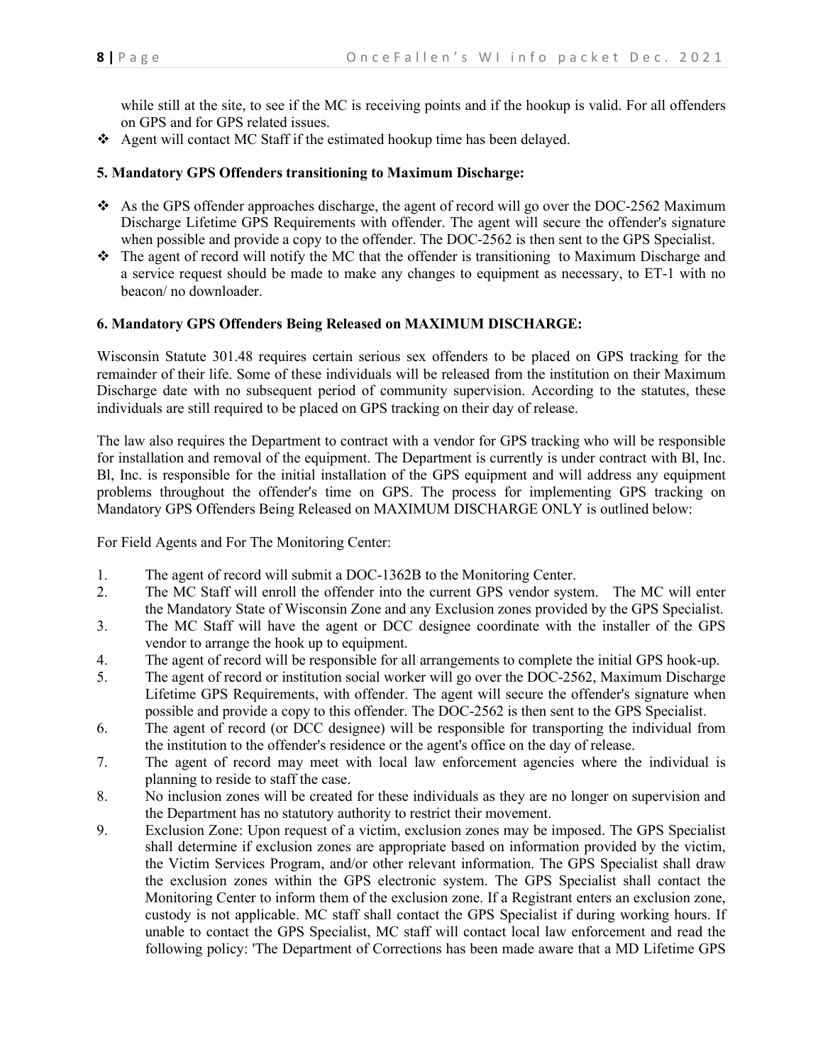while still at the site, to see if the MC is receiving points and if the hookup is valid. For all offenders on GPS and for GPS related issues.

- Agent will contact MC Staff if the estimated hookup time has been delayed.

**5. Mandatory GPS Offenders transitioning to Maximum Discharge:**

- As the GPS offender approaches discharge, the agent of record will go over the DOC-2562 Maximum Discharge Lifetime GPS Requirements with offender. The agent will secure the offender's signature when possible and provide a copy to the offender. The DOC-2562 is then sent to the GPS Specialist.
- The agent of record will notify the MC that the offender is transitioning to Maximum Discharge and a service request should be made to make any changes to equipment as necessary, to ET-1 with no beacon/ no downloader.

**6. Mandatory GPS Offenders Being Released on MAXIMUM DISCHARGE:**

Wisconsin Statute 301.48 requires certain serious sex offenders to be placed on GPS tracking for the remainder of their life. Some of these individuals will be released from the institution on their Maximum Discharge date with no subsequent period of community supervision. According to the statutes, these individuals are still required to be placed on GPS tracking on their day of release.

The law also requires the Department to contract with a vendor for GPS tracking who will be responsible for installation and removal of the equipment. The Department is currently is under contract with Bl, Inc. Bl, Inc. is responsible for the initial installation of the GPS equipment and will address any equipment problems throughout the offender's time on GPS. The process for implementing GPS tracking on Mandatory GPS Offenders Being Released on MAXIMUM DISCHARGE ONLY is outlined below:

For Field Agents and For The Monitoring Center:

1. The agent of record will submit a DOC-1362B to the Monitoring Center.
2. The MC Staff will enroll the offender into the current GPS vendor system. The MC will enter the Mandatory State of Wisconsin Zone and any Exclusion zones provided by the GPS Specialist.
3. The MC Staff will have the agent or DCC designee coordinate with the installer of the GPS vendor to arrange the hook up to equipment.
4. The agent of record will be responsible for all arrangements to complete the initial GPS hook-up.
5. The agent of record or institution social worker will go over the DOC-2562, Maximum Discharge Lifetime GPS Requirements, with offender. The agent will secure the offender's signature when possible and provide a copy to this offender. The DOC-2562 is then sent to the GPS Specialist.
6. The agent of record (or DCC designee) will be responsible for transporting the individual from the institution to the offender's residence or the agent's office on the day of release.
7. The agent of record may meet with local law enforcement agencies where the individual is planning to reside to staff the case.
8. No inclusion zones will be created for these individuals as they are no longer on supervision and the Department has no statutory authority to restrict their movement.
9. Exclusion Zone: Upon request of a victim, exclusion zones may be imposed. The GPS Specialist shall determine if exclusion zones are appropriate based on information provided by the victim, the Victim Services Program, and/or other relevant information. The GPS Specialist shall draw the exclusion zones within the GPS electronic system. The GPS Specialist shall contact the Monitoring Center to inform them of the exclusion zone. If a Registrant enters an exclusion zone, custody is not applicable. MC staff shall contact the GPS Specialist if during working hours. If unable to contact the GPS Specialist, MC staff will contact local law enforcement and read the following policy: 'The Department of Corrections has been made aware that a MD Lifetime GPS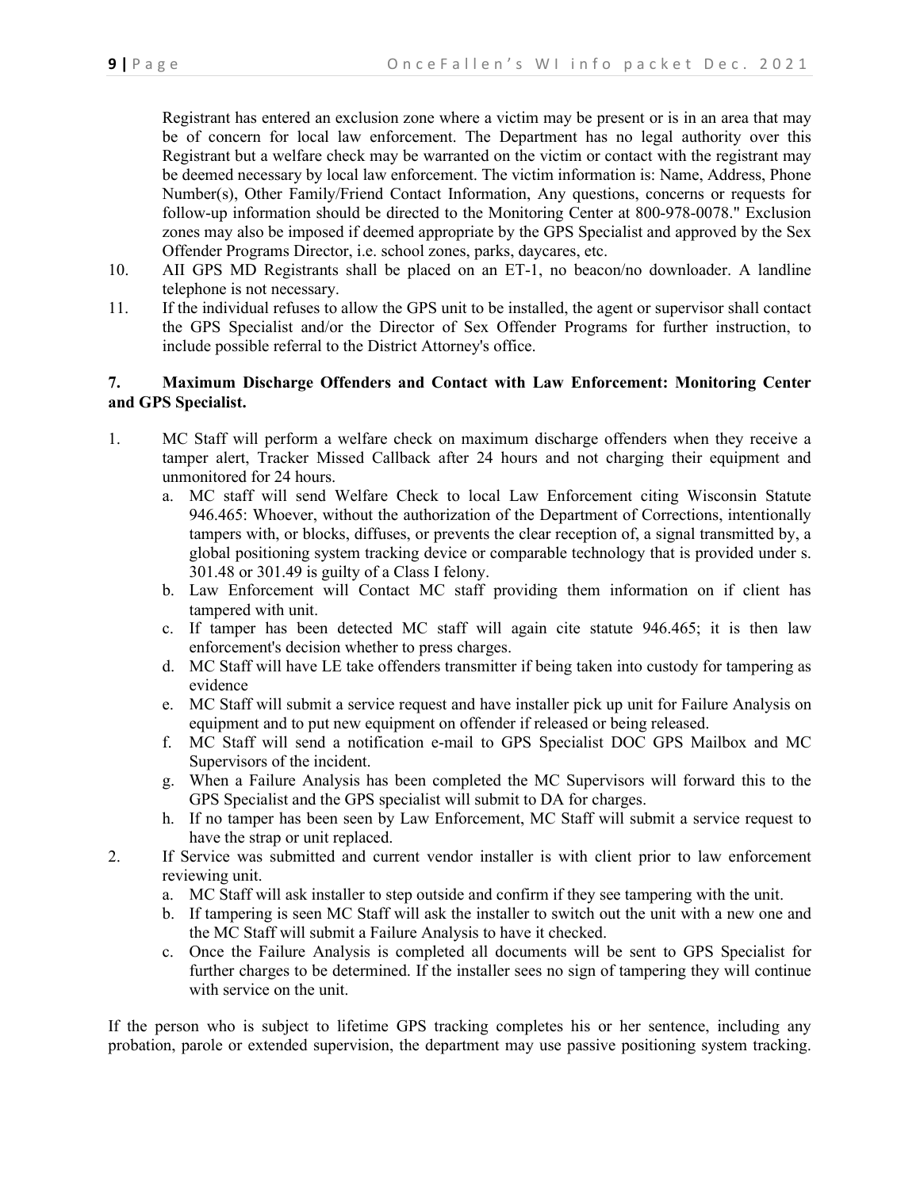Registrant has entered an exclusion zone where a victim may be present or is in an area that may be of concern for local law enforcement. The Department has no legal authority over this Registrant but a welfare check may be warranted on the victim or contact with the registrant may be deemed necessary by local law enforcement. The victim information is: Name, Address, Phone Number(s), Other Family/Friend Contact Information, Any questions, concerns or requests for follow-up information should be directed to the Monitoring Center at 800-978-0078." Exclusion zones may also be imposed if deemed appropriate by the GPS Specialist and approved by the Sex Offender Programs Director, i.e. school zones, parks, daycares, etc.

10. AII GPS MD Registrants shall be placed on an ET-1, no beacon/no downloader. A landline telephone is not necessary.
11. If the individual refuses to allow the GPS unit to be installed, the agent or supervisor shall contact the GPS Specialist and/or the Director of Sex Offender Programs for further instruction, to include possible referral to the District Attorney's office.

**7. Maximum Discharge Offenders and Contact with Law Enforcement: Monitoring Center and GPS Specialist.**

1. MC Staff will perform a welfare check on maximum discharge offenders when they receive a tamper alert, Tracker Missed Callback after 24 hours and not charging their equipment and unmonitored for 24 hours.
   a. MC staff will send Welfare Check to local Law Enforcement citing Wisconsin Statute 946.465: Whoever, without the authorization of the Department of Corrections, intentionally tampers with, or blocks, diffuses, or prevents the clear reception of, a signal transmitted by, a global positioning system tracking device or comparable technology that is provided under s. 301.48 or 301.49 is guilty of a Class I felony.
   b. Law Enforcement will Contact MC staff providing them information on if client has tampered with unit.
   c. If tamper has been detected MC staff will again cite statute 946.465; it is then law enforcement's decision whether to press charges.
   d. MC Staff will have LE take offenders transmitter if being taken into custody for tampering as evidence
   e. MC Staff will submit a service request and have installer pick up unit for Failure Analysis on equipment and to put new equipment on offender if released or being released.
   f. MC Staff will send a notification e-mail to GPS Specialist DOC GPS Mailbox and MC Supervisors of the incident.
   g. When a Failure Analysis has been completed the MC Supervisors will forward this to the GPS Specialist and the GPS specialist will submit to DA for charges.
   h. If no tamper has been seen by Law Enforcement, MC Staff will submit a service request to have the strap or unit replaced.
2. If Service was submitted and current vendor installer is with client prior to law enforcement reviewing unit.
   a. MC Staff will ask installer to step outside and confirm if they see tampering with the unit.
   b. If tampering is seen MC Staff will ask the installer to switch out the unit with a new one and the MC Staff will submit a Failure Analysis to have it checked.
   c. Once the Failure Analysis is completed all documents will be sent to GPS Specialist for further charges to be determined. If the installer sees no sign of tampering they will continue with service on the unit.

If the person who is subject to lifetime GPS tracking completes his or her sentence, including any probation, parole or extended supervision, the department may use passive positioning system tracking.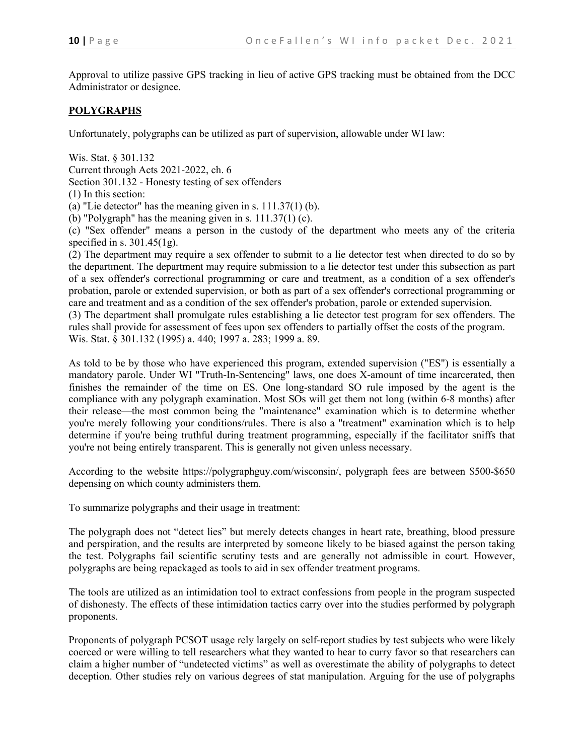Approval to utilize passive GPS tracking in lieu of active GPS tracking must be obtained from the DCC Administrator or designee.

## POLYGRAPHS

Unfortunately, polygraphs can be utilized as part of supervision, allowable under WI law:

Wis. Stat. § 301.132
Current through Acts 2021-2022, ch. 6
Section 301.132 - Honesty testing of sex offenders
(1) In this section:
(a) "Lie detector" has the meaning given in s. 111.37(1) (b).
(b) "Polygraph" has the meaning given in s. 111.37(1) (c).
(c) "Sex offender" means a person in the custody of the department who meets any of the criteria specified in s. 301.45(1g).
(2) The department may require a sex offender to submit to a lie detector test when directed to do so by the department. The department may require submission to a lie detector test under this subsection as part of a sex offender's correctional programming or care and treatment, as a condition of a sex offender's probation, parole or extended supervision, or both as part of a sex offender's correctional programming or care and treatment and as a condition of the sex offender's probation, parole or extended supervision.
(3) The department shall promulgate rules establishing a lie detector test program for sex offenders. The rules shall provide for assessment of fees upon sex offenders to partially offset the costs of the program.
Wis. Stat. § 301.132 (1995) a. 440; 1997 a. 283; 1999 a. 89.

As told to be by those who have experienced this program, extended supervision ("ES") is essentially a mandatory parole. Under WI "Truth-In-Sentencing" laws, one does X-amount of time incarcerated, then finishes the remainder of the time on ES. One long-standard SO rule imposed by the agent is the compliance with any polygraph examination. Most SOs will get them not long (within 6-8 months) after their release—the most common being the "maintenance" examination which is to determine whether you're merely following your conditions/rules. There is also a "treatment" examination which is to help determine if you're being truthful during treatment programming, especially if the facilitator sniffs that you're not being entirely transparent. This is generally not given unless necessary.

According to the website https://polygraphguy.com/wisconsin/, polygraph fees are between $500-$650 depensing on which county administers them.

To summarize polygraphs and their usage in treatment:

The polygraph does not "detect lies" but merely detects changes in heart rate, breathing, blood pressure and perspiration, and the results are interpreted by someone likely to be biased against the person taking the test. Polygraphs fail scientific scrutiny tests and are generally not admissible in court. However, polygraphs are being repackaged as tools to aid in sex offender treatment programs.

The tools are utilized as an intimidation tool to extract confessions from people in the program suspected of dishonesty. The effects of these intimidation tactics carry over into the studies performed by polygraph proponents.

Proponents of polygraph PCSOT usage rely largely on self-report studies by test subjects who were likely coerced or were willing to tell researchers what they wanted to hear to curry favor so that researchers can claim a higher number of "undetected victims" as well as overestimate the ability of polygraphs to detect deception. Other studies rely on various degrees of stat manipulation. Arguing for the use of polygraphs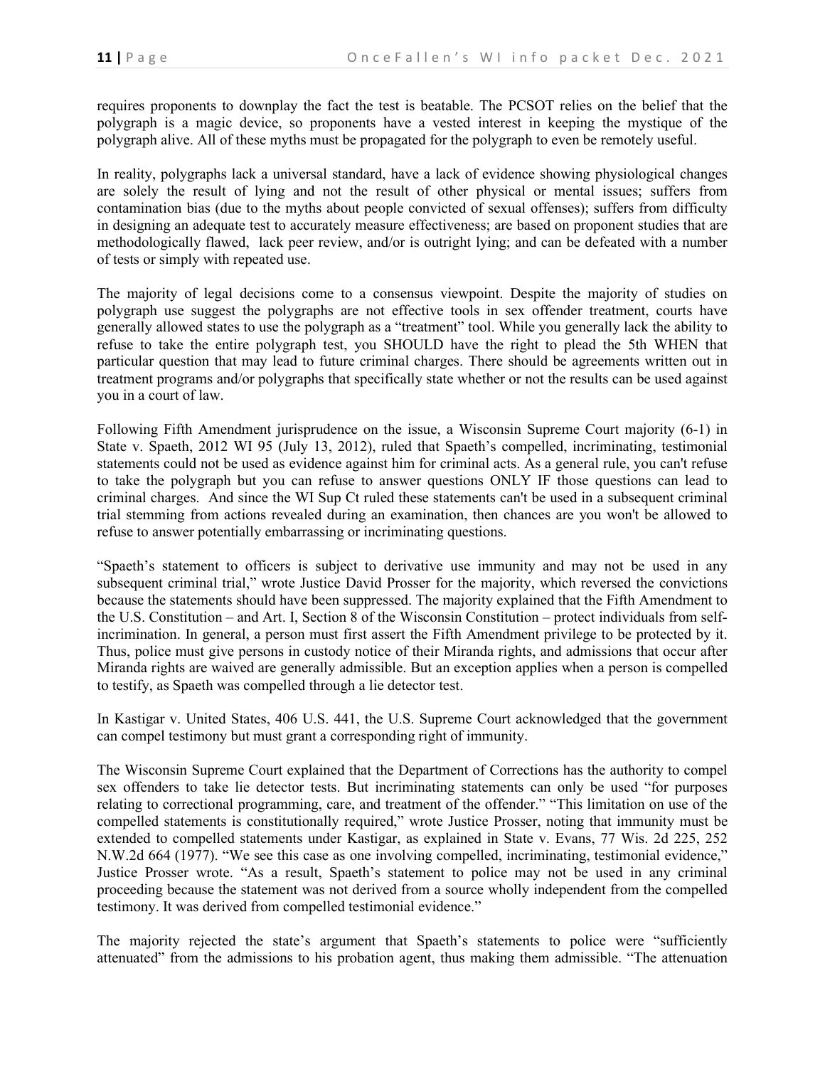requires proponents to downplay the fact the test is beatable. The PCSOT relies on the belief that the polygraph is a magic device, so proponents have a vested interest in keeping the mystique of the polygraph alive. All of these myths must be propagated for the polygraph to even be remotely useful.

In reality, polygraphs lack a universal standard, have a lack of evidence showing physiological changes are solely the result of lying and not the result of other physical or mental issues; suffers from contamination bias (due to the myths about people convicted of sexual offenses); suffers from difficulty in designing an adequate test to accurately measure effectiveness; are based on proponent studies that are methodologically flawed, lack peer review, and/or is outright lying; and can be defeated with a number of tests or simply with repeated use.

The majority of legal decisions come to a consensus viewpoint. Despite the majority of studies on polygraph use suggest the polygraphs are not effective tools in sex offender treatment, courts have generally allowed states to use the polygraph as a "treatment" tool. While you generally lack the ability to refuse to take the entire polygraph test, you SHOULD have the right to plead the 5th WHEN that particular question that may lead to future criminal charges. There should be agreements written out in treatment programs and/or polygraphs that specifically state whether or not the results can be used against you in a court of law.

Following Fifth Amendment jurisprudence on the issue, a Wisconsin Supreme Court majority (6-1) in State v. Spaeth, 2012 WI 95 (July 13, 2012), ruled that Spaeth's compelled, incriminating, testimonial statements could not be used as evidence against him for criminal acts. As a general rule, you can't refuse to take the polygraph but you can refuse to answer questions ONLY IF those questions can lead to criminal charges. And since the WI Sup Ct ruled these statements can't be used in a subsequent criminal trial stemming from actions revealed during an examination, then chances are you won't be allowed to refuse to answer potentially embarrassing or incriminating questions.

"Spaeth's statement to officers is subject to derivative use immunity and may not be used in any subsequent criminal trial," wrote Justice David Prosser for the majority, which reversed the convictions because the statements should have been suppressed. The majority explained that the Fifth Amendment to the U.S. Constitution – and Art. I, Section 8 of the Wisconsin Constitution – protect individuals from self-incrimination. In general, a person must first assert the Fifth Amendment privilege to be protected by it. Thus, police must give persons in custody notice of their Miranda rights, and admissions that occur after Miranda rights are waived are generally admissible. But an exception applies when a person is compelled to testify, as Spaeth was compelled through a lie detector test.

In Kastigar v. United States, 406 U.S. 441, the U.S. Supreme Court acknowledged that the government can compel testimony but must grant a corresponding right of immunity.

The Wisconsin Supreme Court explained that the Department of Corrections has the authority to compel sex offenders to take lie detector tests. But incriminating statements can only be used "for purposes relating to correctional programming, care, and treatment of the offender." "This limitation on use of the compelled statements is constitutionally required," wrote Justice Prosser, noting that immunity must be extended to compelled statements under Kastigar, as explained in State v. Evans, 77 Wis. 2d 225, 252 N.W.2d 664 (1977). "We see this case as one involving compelled, incriminating, testimonial evidence," Justice Prosser wrote. "As a result, Spaeth's statement to police may not be used in any criminal proceeding because the statement was not derived from a source wholly independent from the compelled testimony. It was derived from compelled testimonial evidence."

The majority rejected the state's argument that Spaeth's statements to police were "sufficiently attenuated" from the admissions to his probation agent, thus making them admissible. "The attenuation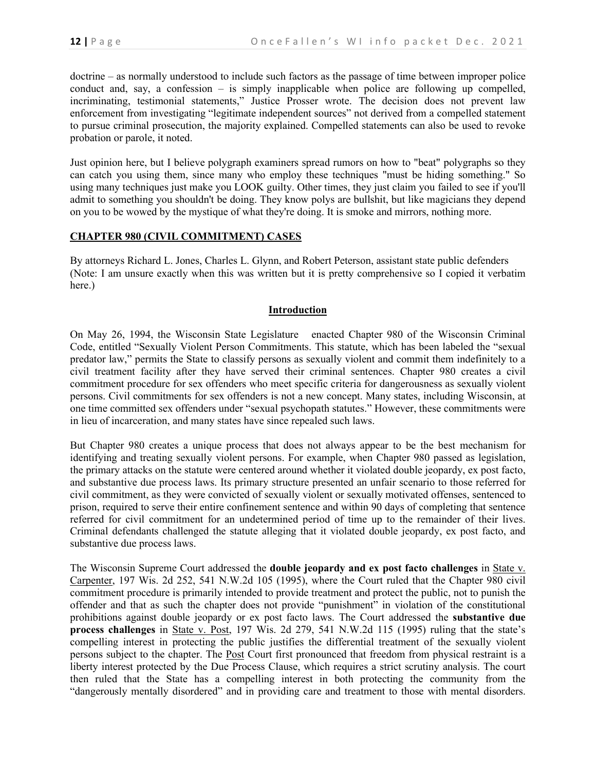doctrine – as normally understood to include such factors as the passage of time between improper police conduct and, say, a confession – is simply inapplicable when police are following up compelled, incriminating, testimonial statements," Justice Prosser wrote. The decision does not prevent law enforcement from investigating "legitimate independent sources" not derived from a compelled statement to pursue criminal prosecution, the majority explained. Compelled statements can also be used to revoke probation or parole, it noted.

Just opinion here, but I believe polygraph examiners spread rumors on how to "beat" polygraphs so they can catch you using them, since many who employ these techniques "must be hiding something." So using many techniques just make you LOOK guilty. Other times, they just claim you failed to see if you'll admit to something you shouldn't be doing. They know polys are bullshit, but like magicians they depend on you to be wowed by the mystique of what they're doing. It is smoke and mirrors, nothing more.

## CHAPTER 980 (CIVIL COMMITMENT) CASES

By attorneys Richard L. Jones, Charles L. Glynn, and Robert Peterson, assistant state public defenders (Note: I am unsure exactly when this was written but it is pretty comprehensive so I copied it verbatim here.)

### Introduction

On May 26, 1994, the Wisconsin State Legislature enacted Chapter 980 of the Wisconsin Criminal Code, entitled "Sexually Violent Person Commitments. This statute, which has been labeled the "sexual predator law," permits the State to classify persons as sexually violent and commit them indefinitely to a civil treatment facility after they have served their criminal sentences. Chapter 980 creates a civil commitment procedure for sex offenders who meet specific criteria for dangerousness as sexually violent persons. Civil commitments for sex offenders is not a new concept. Many states, including Wisconsin, at one time committed sex offenders under "sexual psychopath statutes." However, these commitments were in lieu of incarceration, and many states have since repealed such laws.

But Chapter 980 creates a unique process that does not always appear to be the best mechanism for identifying and treating sexually violent persons. For example, when Chapter 980 passed as legislation, the primary attacks on the statute were centered around whether it violated double jeopardy, ex post facto, and substantive due process laws. Its primary structure presented an unfair scenario to those referred for civil commitment, as they were convicted of sexually violent or sexually motivated offenses, sentenced to prison, required to serve their entire confinement sentence and within 90 days of completing that sentence referred for civil commitment for an undetermined period of time up to the remainder of their lives. Criminal defendants challenged the statute alleging that it violated double jeopardy, ex post facto, and substantive due process laws.

The Wisconsin Supreme Court addressed the **double jeopardy and ex post facto challenges** in State v. Carpenter, 197 Wis. 2d 252, 541 N.W.2d 105 (1995), where the Court ruled that the Chapter 980 civil commitment procedure is primarily intended to provide treatment and protect the public, not to punish the offender and that as such the chapter does not provide "punishment" in violation of the constitutional prohibitions against double jeopardy or ex post facto laws. The Court addressed the **substantive due process challenges** in State v. Post, 197 Wis. 2d 279, 541 N.W.2d 115 (1995) ruling that the state's compelling interest in protecting the public justifies the differential treatment of the sexually violent persons subject to the chapter. The Post Court first pronounced that freedom from physical restraint is a liberty interest protected by the Due Process Clause, which requires a strict scrutiny analysis. The court then ruled that the State has a compelling interest in both protecting the community from the "dangerously mentally disordered" and in providing care and treatment to those with mental disorders.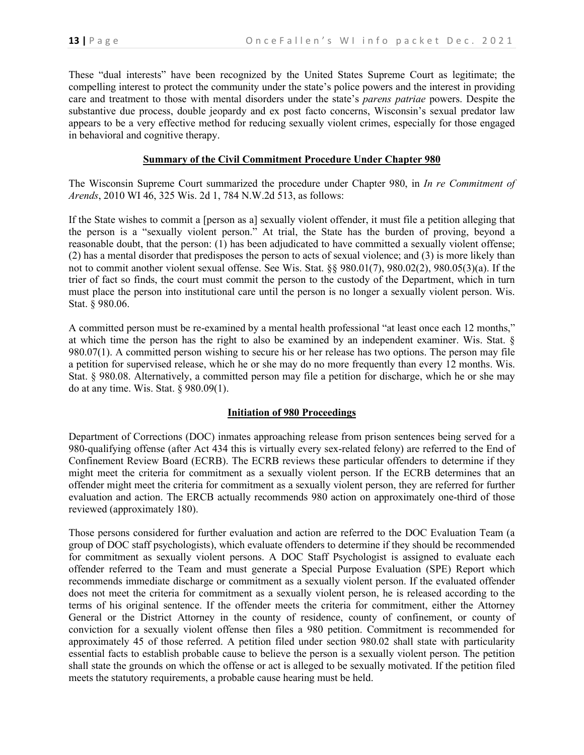These "dual interests" have been recognized by the United States Supreme Court as legitimate; the compelling interest to protect the community under the state's police powers and the interest in providing care and treatment to those with mental disorders under the state's *parens patriae* powers. Despite the substantive due process, double jeopardy and ex post facto concerns, Wisconsin's sexual predator law appears to be a very effective method for reducing sexually violent crimes, especially for those engaged in behavioral and cognitive therapy.

## Summary of the Civil Commitment Procedure Under Chapter 980

The Wisconsin Supreme Court summarized the procedure under Chapter 980, in *In re Commitment of Arends*, 2010 WI 46, 325 Wis. 2d 1, 784 N.W.2d 513, as follows:

If the State wishes to commit a [person as a] sexually violent offender, it must file a petition alleging that the person is a "sexually violent person." At trial, the State has the burden of proving, beyond a reasonable doubt, that the person: (1) has been adjudicated to have committed a sexually violent offense; (2) has a mental disorder that predisposes the person to acts of sexual violence; and (3) is more likely than not to commit another violent sexual offense. See Wis. Stat. §§ 980.01(7), 980.02(2), 980.05(3)(a). If the trier of fact so finds, the court must commit the person to the custody of the Department, which in turn must place the person into institutional care until the person is no longer a sexually violent person. Wis. Stat. § 980.06.

A committed person must be re-examined by a mental health professional "at least once each 12 months," at which time the person has the right to also be examined by an independent examiner. Wis. Stat. § 980.07(1). A committed person wishing to secure his or her release has two options. The person may file a petition for supervised release, which he or she may do no more frequently than every 12 months. Wis. Stat. § 980.08. Alternatively, a committed person may file a petition for discharge, which he or she may do at any time. Wis. Stat. § 980.09(1).

## Initiation of 980 Proceedings

Department of Corrections (DOC) inmates approaching release from prison sentences being served for a 980-qualifying offense (after Act 434 this is virtually every sex-related felony) are referred to the End of Confinement Review Board (ECRB). The ECRB reviews these particular offenders to determine if they might meet the criteria for commitment as a sexually violent person. If the ECRB determines that an offender might meet the criteria for commitment as a sexually violent person, they are referred for further evaluation and action. The ERCB actually recommends 980 action on approximately one-third of those reviewed (approximately 180).

Those persons considered for further evaluation and action are referred to the DOC Evaluation Team (a group of DOC staff psychologists), which evaluate offenders to determine if they should be recommended for commitment as sexually violent persons. A DOC Staff Psychologist is assigned to evaluate each offender referred to the Team and must generate a Special Purpose Evaluation (SPE) Report which recommends immediate discharge or commitment as a sexually violent person. If the evaluated offender does not meet the criteria for commitment as a sexually violent person, he is released according to the terms of his original sentence. If the offender meets the criteria for commitment, either the Attorney General or the District Attorney in the county of residence, county of confinement, or county of conviction for a sexually violent offense then files a 980 petition. Commitment is recommended for approximately 45 of those referred. A petition filed under section 980.02 shall state with particularity essential facts to establish probable cause to believe the person is a sexually violent person. The petition shall state the grounds on which the offense or act is alleged to be sexually motivated. If the petition filed meets the statutory requirements, a probable cause hearing must be held.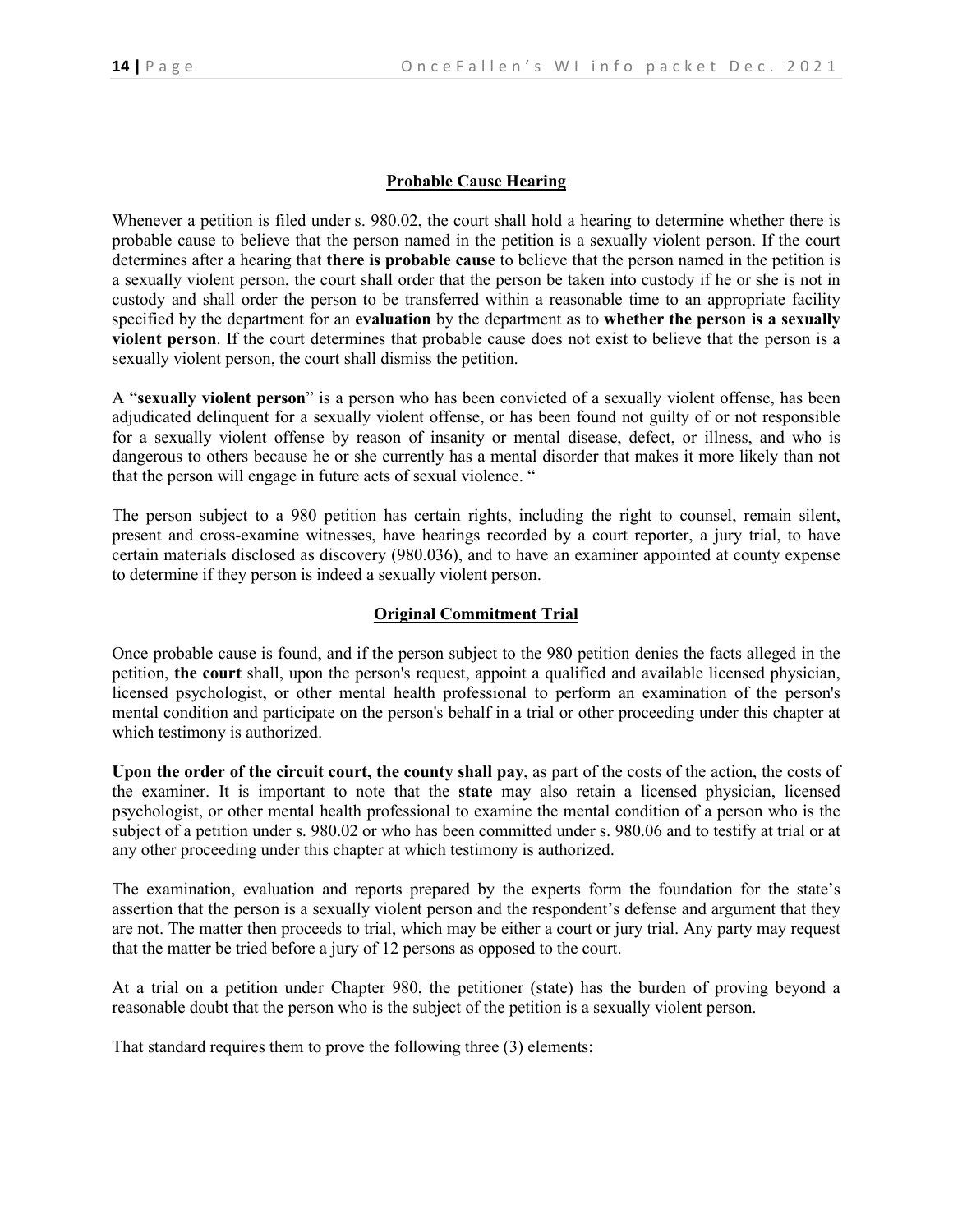## Probable Cause Hearing

Whenever a petition is filed under s. 980.02, the court shall hold a hearing to determine whether there is probable cause to believe that the person named in the petition is a sexually violent person. If the court determines after a hearing that **there is probable cause** to believe that the person named in the petition is a sexually violent person, the court shall order that the person be taken into custody if he or she is not in custody and shall order the person to be transferred within a reasonable time to an appropriate facility specified by the department for an **evaluation** by the department as to **whether the person is a sexually violent person**. If the court determines that probable cause does not exist to believe that the person is a sexually violent person, the court shall dismiss the petition.

A "**sexually violent person**" is a person who has been convicted of a sexually violent offense, has been adjudicated delinquent for a sexually violent offense, or has been found not guilty of or not responsible for a sexually violent offense by reason of insanity or mental disease, defect, or illness, and who is dangerous to others because he or she currently has a mental disorder that makes it more likely than not that the person will engage in future acts of sexual violence. "

The person subject to a 980 petition has certain rights, including the right to counsel, remain silent, present and cross-examine witnesses, have hearings recorded by a court reporter, a jury trial, to have certain materials disclosed as discovery (980.036), and to have an examiner appointed at county expense to determine if they person is indeed a sexually violent person.

## Original Commitment Trial

Once probable cause is found, and if the person subject to the 980 petition denies the facts alleged in the petition, **the court** shall, upon the person's request, appoint a qualified and available licensed physician, licensed psychologist, or other mental health professional to perform an examination of the person's mental condition and participate on the person's behalf in a trial or other proceeding under this chapter at which testimony is authorized.

**Upon the order of the circuit court, the county shall pay**, as part of the costs of the action, the costs of the examiner. It is important to note that the **state** may also retain a licensed physician, licensed psychologist, or other mental health professional to examine the mental condition of a person who is the subject of a petition under s. 980.02 or who has been committed under s. 980.06 and to testify at trial or at any other proceeding under this chapter at which testimony is authorized.

The examination, evaluation and reports prepared by the experts form the foundation for the state's assertion that the person is a sexually violent person and the respondent's defense and argument that they are not. The matter then proceeds to trial, which may be either a court or jury trial. Any party may request that the matter be tried before a jury of 12 persons as opposed to the court.

At a trial on a petition under Chapter 980, the petitioner (state) has the burden of proving beyond a reasonable doubt that the person who is the subject of the petition is a sexually violent person.

That standard requires them to prove the following three (3) elements: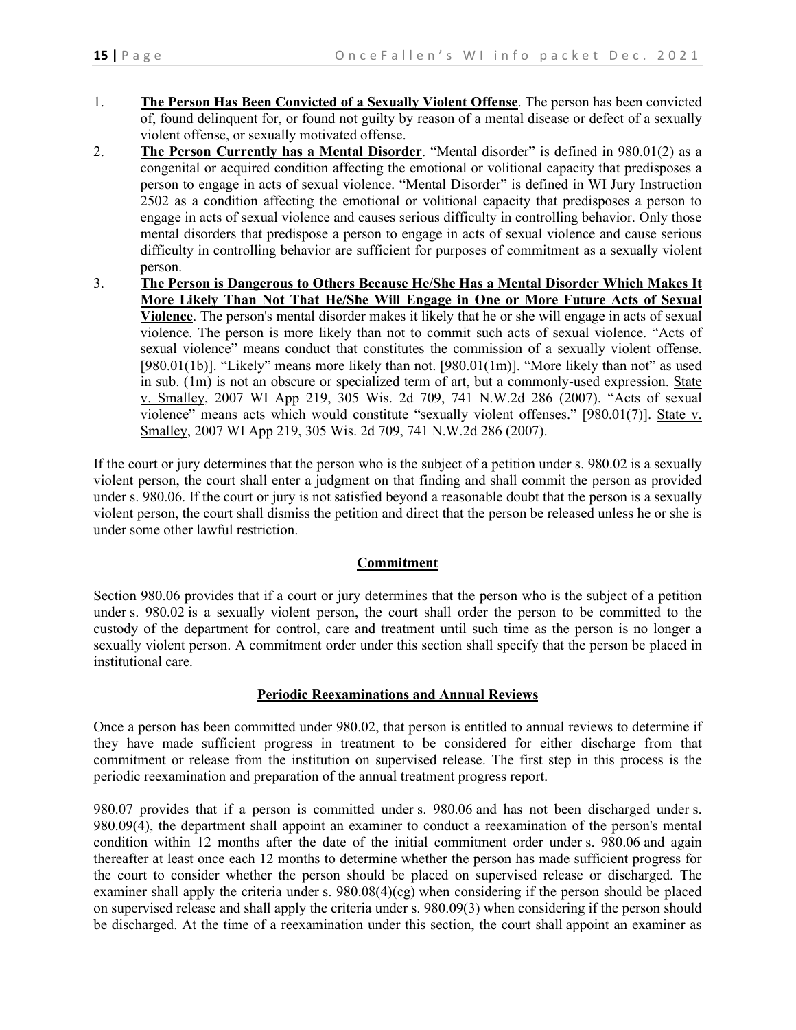1. **The Person Has Been Convicted of a Sexually Violent Offense**. The person has been convicted of, found delinquent for, or found not guilty by reason of a mental disease or defect of a sexually violent offense, or sexually motivated offense.
2. **The Person Currently has a Mental Disorder**. "Mental disorder" is defined in 980.01(2) as a congenital or acquired condition affecting the emotional or volitional capacity that predisposes a person to engage in acts of sexual violence. "Mental Disorder" is defined in WI Jury Instruction 2502 as a condition affecting the emotional or volitional capacity that predisposes a person to engage in acts of sexual violence and causes serious difficulty in controlling behavior. Only those mental disorders that predispose a person to engage in acts of sexual violence and cause serious difficulty in controlling behavior are sufficient for purposes of commitment as a sexually violent person.
3. **The Person is Dangerous to Others Because He/She Has a Mental Disorder Which Makes It More Likely Than Not That He/She Will Engage in One or More Future Acts of Sexual Violence**. The person's mental disorder makes it likely that he or she will engage in acts of sexual violence. The person is more likely than not to commit such acts of sexual violence. "Acts of sexual violence" means conduct that constitutes the commission of a sexually violent offense. [980.01(1b)]. "Likely" means more likely than not. [980.01(1m)]. "More likely than not" as used in sub. (1m) is not an obscure or specialized term of art, but a commonly-used expression. State v. Smalley, 2007 WI App 219, 305 Wis. 2d 709, 741 N.W.2d 286 (2007). "Acts of sexual violence" means acts which would constitute "sexually violent offenses." [980.01(7)]. State v. Smalley, 2007 WI App 219, 305 Wis. 2d 709, 741 N.W.2d 286 (2007).

If the court or jury determines that the person who is the subject of a petition under s. 980.02 is a sexually violent person, the court shall enter a judgment on that finding and shall commit the person as provided under s. 980.06. If the court or jury is not satisfied beyond a reasonable doubt that the person is a sexually violent person, the court shall dismiss the petition and direct that the person be released unless he or she is under some other lawful restriction.

## Commitment

Section 980.06 provides that if a court or jury determines that the person who is the subject of a petition under s. 980.02 is a sexually violent person, the court shall order the person to be committed to the custody of the department for control, care and treatment until such time as the person is no longer a sexually violent person. A commitment order under this section shall specify that the person be placed in institutional care.

## Periodic Reexaminations and Annual Reviews

Once a person has been committed under 980.02, that person is entitled to annual reviews to determine if they have made sufficient progress in treatment to be considered for either discharge from that commitment or release from the institution on supervised release. The first step in this process is the periodic reexamination and preparation of the annual treatment progress report.

980.07 provides that if a person is committed under s. 980.06 and has not been discharged under s. 980.09(4), the department shall appoint an examiner to conduct a reexamination of the person's mental condition within 12 months after the date of the initial commitment order under s. 980.06 and again thereafter at least once each 12 months to determine whether the person has made sufficient progress for the court to consider whether the person should be placed on supervised release or discharged. The examiner shall apply the criteria under s. 980.08(4)(cg) when considering if the person should be placed on supervised release and shall apply the criteria under s. 980.09(3) when considering if the person should be discharged. At the time of a reexamination under this section, the court shall appoint an examiner as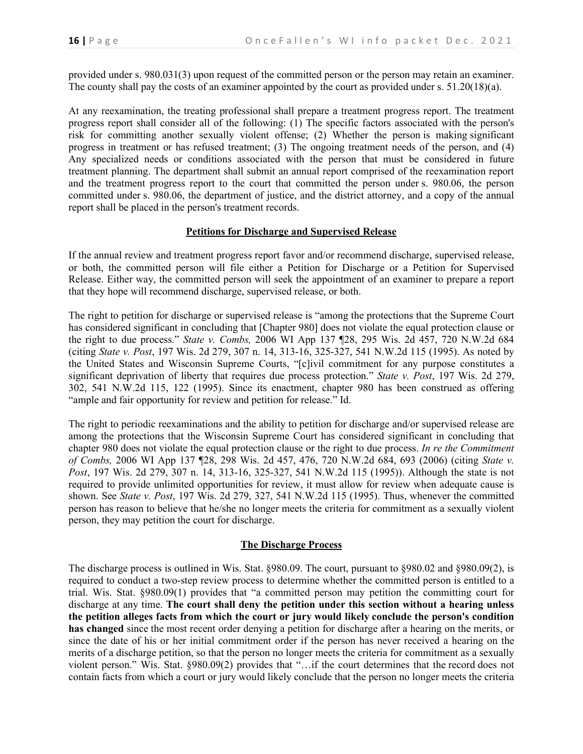provided under s. 980.031(3) upon request of the committed person or the person may retain an examiner. The county shall pay the costs of an examiner appointed by the court as provided under s. 51.20(18)(a).

At any reexamination, the treating professional shall prepare a treatment progress report. The treatment progress report shall consider all of the following: (1) The specific factors associated with the person's risk for committing another sexually violent offense; (2) Whether the person is making significant progress in treatment or has refused treatment; (3) The ongoing treatment needs of the person, and (4) Any specialized needs or conditions associated with the person that must be considered in future treatment planning. The department shall submit an annual report comprised of the reexamination report and the treatment progress report to the court that committed the person under s. 980.06, the person committed under s. 980.06, the department of justice, and the district attorney, and a copy of the annual report shall be placed in the person's treatment records.

## Petitions for Discharge and Supervised Release

If the annual review and treatment progress report favor and/or recommend discharge, supervised release, or both, the committed person will file either a Petition for Discharge or a Petition for Supervised Release. Either way, the committed person will seek the appointment of an examiner to prepare a report that they hope will recommend discharge, supervised release, or both.

The right to petition for discharge or supervised release is "among the protections that the Supreme Court has considered significant in concluding that [Chapter 980] does not violate the equal protection clause or the right to due process." *State v. Combs,* 2006 WI App 137 ¶28, 295 Wis. 2d 457, 720 N.W.2d 684 (citing *State v. Post*, 197 Wis. 2d 279, 307 n. 14, 313-16, 325-327, 541 N.W.2d 115 (1995). As noted by the United States and Wisconsin Supreme Courts, "[c]ivil commitment for any purpose constitutes a significant deprivation of liberty that requires due process protection." *State v. Post*, 197 Wis. 2d 279, 302, 541 N.W.2d 115, 122 (1995). Since its enactment, chapter 980 has been construed as offering "ample and fair opportunity for review and petition for release." Id.

The right to periodic reexaminations and the ability to petition for discharge and/or supervised release are among the protections that the Wisconsin Supreme Court has considered significant in concluding that chapter 980 does not violate the equal protection clause or the right to due process. *In re the Commitment of Combs,* 2006 WI App 137 ¶28, 298 Wis. 2d 457, 476, 720 N.W.2d 684, 693 (2006) (citing *State v. Post*, 197 Wis. 2d 279, 307 n. 14, 313-16, 325-327, 541 N.W.2d 115 (1995)). Although the state is not required to provide unlimited opportunities for review, it must allow for review when adequate cause is shown. See *State v. Post*, 197 Wis. 2d 279, 327, 541 N.W.2d 115 (1995). Thus, whenever the committed person has reason to believe that he/she no longer meets the criteria for commitment as a sexually violent person, they may petition the court for discharge.

## The Discharge Process

The discharge process is outlined in Wis. Stat. §980.09. The court, pursuant to §980.02 and §980.09(2), is required to conduct a two-step review process to determine whether the committed person is entitled to a trial. Wis. Stat. §980.09(1) provides that "a committed person may petition the committing court for discharge at any time. **The court shall deny the petition under this section without a hearing unless the petition alleges facts from which the court or jury would likely conclude the person's condition has changed** since the most recent order denying a petition for discharge after a hearing on the merits, or since the date of his or her initial commitment order if the person has never received a hearing on the merits of a discharge petition, so that the person no longer meets the criteria for commitment as a sexually violent person." Wis. Stat. §980.09(2) provides that "…if the court determines that the record does not contain facts from which a court or jury would likely conclude that the person no longer meets the criteria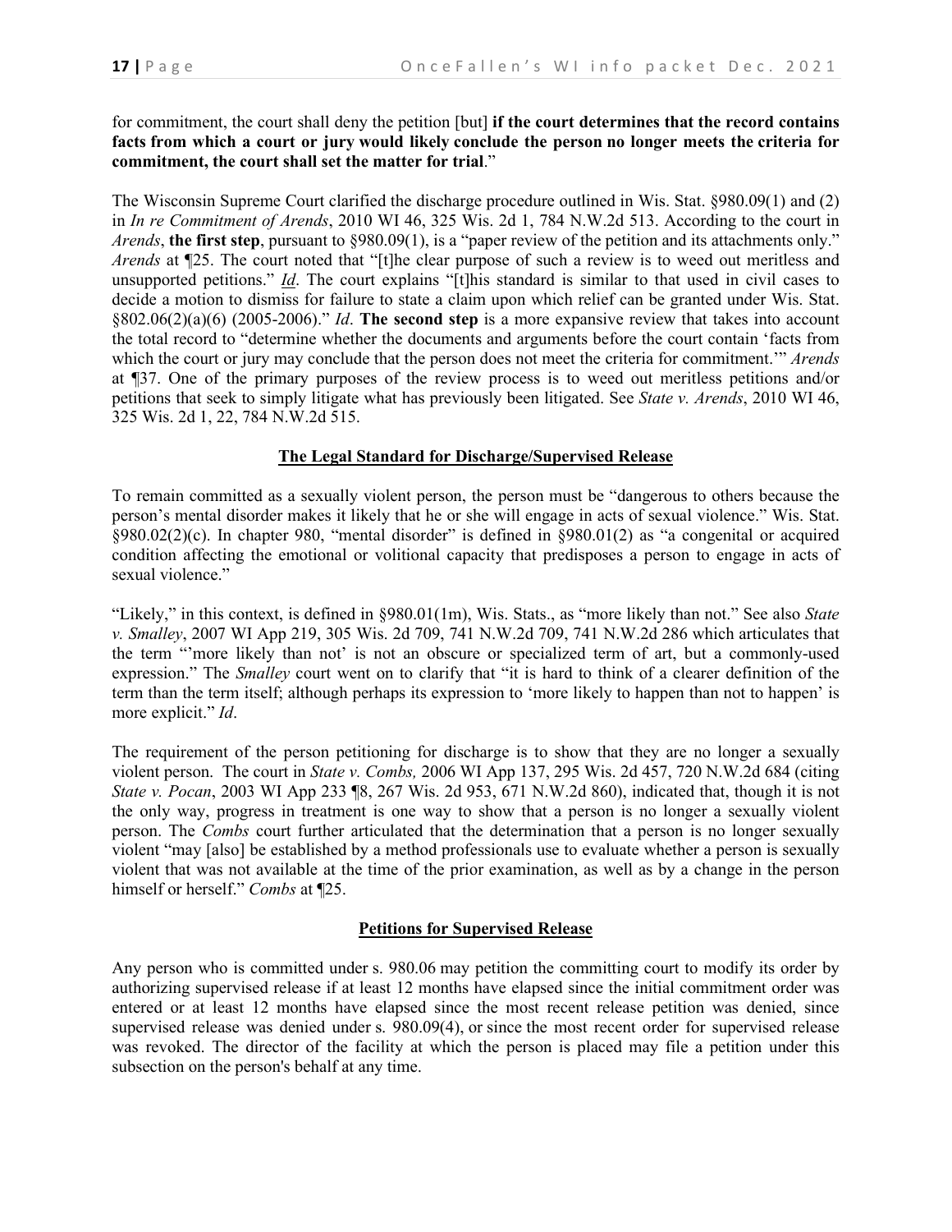for commitment, the court shall deny the petition [but] **if the court determines that the record contains facts from which a court or jury would likely conclude the person no longer meets the criteria for commitment, the court shall set the matter for trial**."

The Wisconsin Supreme Court clarified the discharge procedure outlined in Wis. Stat. §980.09(1) and (2) in *In re Commitment of Arends*, 2010 WI 46, 325 Wis. 2d 1, 784 N.W.2d 513. According to the court in *Arends*, **the first step**, pursuant to §980.09(1), is a "paper review of the petition and its attachments only." *Arends* at ¶25. The court noted that "[t]he clear purpose of such a review is to weed out meritless and unsupported petitions." *Id*. The court explains "[t]his standard is similar to that used in civil cases to decide a motion to dismiss for failure to state a claim upon which relief can be granted under Wis. Stat. §802.06(2)(a)(6) (2005-2006)." *Id*. **The second step** is a more expansive review that takes into account the total record to "determine whether the documents and arguments before the court contain 'facts from which the court or jury may conclude that the person does not meet the criteria for commitment.'" *Arends* at ¶37. One of the primary purposes of the review process is to weed out meritless petitions and/or petitions that seek to simply litigate what has previously been litigated. See *State v. Arends*, 2010 WI 46, 325 Wis. 2d 1, 22, 784 N.W.2d 515.

## The Legal Standard for Discharge/Supervised Release

To remain committed as a sexually violent person, the person must be "dangerous to others because the person's mental disorder makes it likely that he or she will engage in acts of sexual violence." Wis. Stat. §980.02(2)(c). In chapter 980, "mental disorder" is defined in §980.01(2) as "a congenital or acquired condition affecting the emotional or volitional capacity that predisposes a person to engage in acts of sexual violence."

"Likely," in this context, is defined in §980.01(1m), Wis. Stats., as "more likely than not." See also *State v. Smalley*, 2007 WI App 219, 305 Wis. 2d 709, 741 N.W.2d 709, 741 N.W.2d 286 which articulates that the term "'more likely than not' is not an obscure or specialized term of art, but a commonly-used expression." The *Smalley* court went on to clarify that "it is hard to think of a clearer definition of the term than the term itself; although perhaps its expression to 'more likely to happen than not to happen' is more explicit." *Id*.

The requirement of the person petitioning for discharge is to show that they are no longer a sexually violent person. The court in *State v. Combs,* 2006 WI App 137, 295 Wis. 2d 457, 720 N.W.2d 684 (citing *State v. Pocan*, 2003 WI App 233 ¶8, 267 Wis. 2d 953, 671 N.W.2d 860), indicated that, though it is not the only way, progress in treatment is one way to show that a person is no longer a sexually violent person. The *Combs* court further articulated that the determination that a person is no longer sexually violent "may [also] be established by a method professionals use to evaluate whether a person is sexually violent that was not available at the time of the prior examination, as well as by a change in the person himself or herself." *Combs* at ¶25.

## Petitions for Supervised Release

Any person who is committed under s. 980.06 may petition the committing court to modify its order by authorizing supervised release if at least 12 months have elapsed since the initial commitment order was entered or at least 12 months have elapsed since the most recent release petition was denied, since supervised release was denied under s. 980.09(4), or since the most recent order for supervised release was revoked. The director of the facility at which the person is placed may file a petition under this subsection on the person's behalf at any time.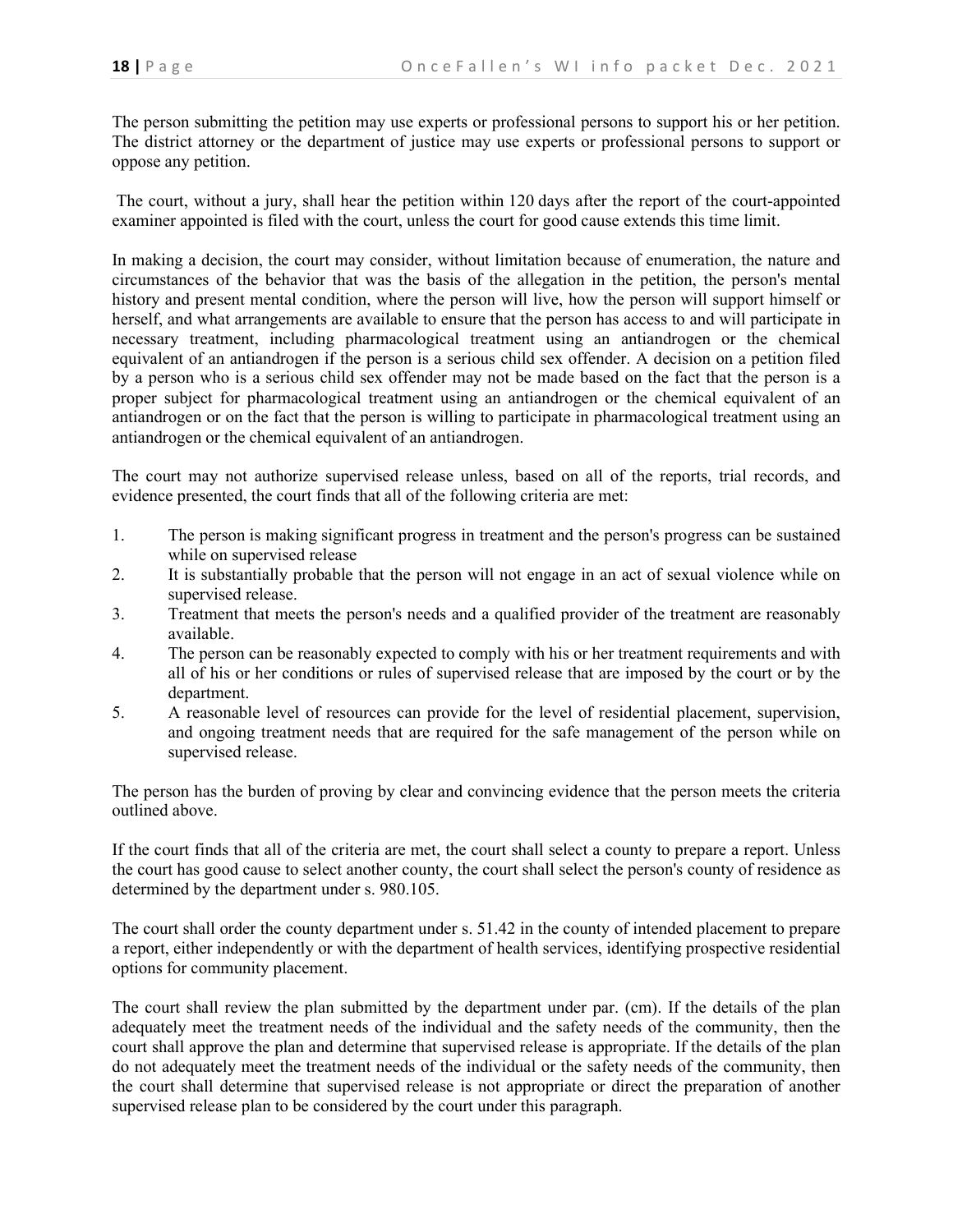The person submitting the petition may use experts or professional persons to support his or her petition. The district attorney or the department of justice may use experts or professional persons to support or oppose any petition.

The court, without a jury, shall hear the petition within 120 days after the report of the court-appointed examiner appointed is filed with the court, unless the court for good cause extends this time limit.

In making a decision, the court may consider, without limitation because of enumeration, the nature and circumstances of the behavior that was the basis of the allegation in the petition, the person's mental history and present mental condition, where the person will live, how the person will support himself or herself, and what arrangements are available to ensure that the person has access to and will participate in necessary treatment, including pharmacological treatment using an antiandrogen or the chemical equivalent of an antiandrogen if the person is a serious child sex offender. A decision on a petition filed by a person who is a serious child sex offender may not be made based on the fact that the person is a proper subject for pharmacological treatment using an antiandrogen or the chemical equivalent of an antiandrogen or on the fact that the person is willing to participate in pharmacological treatment using an antiandrogen or the chemical equivalent of an antiandrogen.

The court may not authorize supervised release unless, based on all of the reports, trial records, and evidence presented, the court finds that all of the following criteria are met:

1. The person is making significant progress in treatment and the person's progress can be sustained while on supervised release
2. It is substantially probable that the person will not engage in an act of sexual violence while on supervised release.
3. Treatment that meets the person's needs and a qualified provider of the treatment are reasonably available.
4. The person can be reasonably expected to comply with his or her treatment requirements and with all of his or her conditions or rules of supervised release that are imposed by the court or by the department.
5. A reasonable level of resources can provide for the level of residential placement, supervision, and ongoing treatment needs that are required for the safe management of the person while on supervised release.

The person has the burden of proving by clear and convincing evidence that the person meets the criteria outlined above.

If the court finds that all of the criteria are met, the court shall select a county to prepare a report. Unless the court has good cause to select another county, the court shall select the person's county of residence as determined by the department under s. 980.105.

The court shall order the county department under s. 51.42 in the county of intended placement to prepare a report, either independently or with the department of health services, identifying prospective residential options for community placement.

The court shall review the plan submitted by the department under par. (cm). If the details of the plan adequately meet the treatment needs of the individual and the safety needs of the community, then the court shall approve the plan and determine that supervised release is appropriate. If the details of the plan do not adequately meet the treatment needs of the individual or the safety needs of the community, then the court shall determine that supervised release is not appropriate or direct the preparation of another supervised release plan to be considered by the court under this paragraph.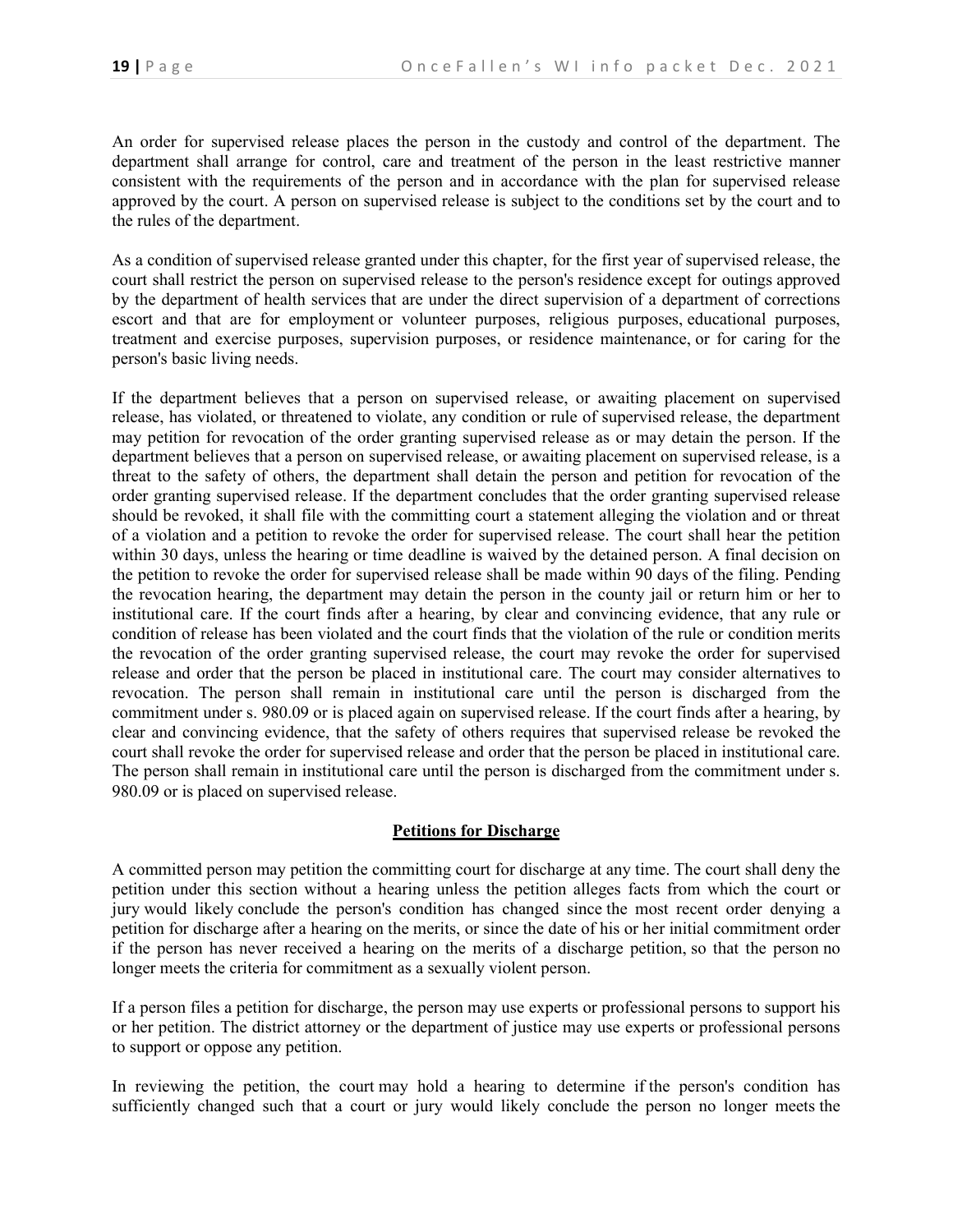An order for supervised release places the person in the custody and control of the department. The department shall arrange for control, care and treatment of the person in the least restrictive manner consistent with the requirements of the person and in accordance with the plan for supervised release approved by the court. A person on supervised release is subject to the conditions set by the court and to the rules of the department.

As a condition of supervised release granted under this chapter, for the first year of supervised release, the court shall restrict the person on supervised release to the person's residence except for outings approved by the department of health services that are under the direct supervision of a department of corrections escort and that are for employment or volunteer purposes, religious purposes, educational purposes, treatment and exercise purposes, supervision purposes, or residence maintenance, or for caring for the person's basic living needs.

If the department believes that a person on supervised release, or awaiting placement on supervised release, has violated, or threatened to violate, any condition or rule of supervised release, the department may petition for revocation of the order granting supervised release as or may detain the person. If the department believes that a person on supervised release, or awaiting placement on supervised release, is a threat to the safety of others, the department shall detain the person and petition for revocation of the order granting supervised release. If the department concludes that the order granting supervised release should be revoked, it shall file with the committing court a statement alleging the violation and or threat of a violation and a petition to revoke the order for supervised release. The court shall hear the petition within 30 days, unless the hearing or time deadline is waived by the detained person. A final decision on the petition to revoke the order for supervised release shall be made within 90 days of the filing. Pending the revocation hearing, the department may detain the person in the county jail or return him or her to institutional care. If the court finds after a hearing, by clear and convincing evidence, that any rule or condition of release has been violated and the court finds that the violation of the rule or condition merits the revocation of the order granting supervised release, the court may revoke the order for supervised release and order that the person be placed in institutional care. The court may consider alternatives to revocation. The person shall remain in institutional care until the person is discharged from the commitment under s. 980.09 or is placed again on supervised release. If the court finds after a hearing, by clear and convincing evidence, that the safety of others requires that supervised release be revoked the court shall revoke the order for supervised release and order that the person be placed in institutional care. The person shall remain in institutional care until the person is discharged from the commitment under s. 980.09 or is placed on supervised release.

## Petitions for Discharge

A committed person may petition the committing court for discharge at any time. The court shall deny the petition under this section without a hearing unless the petition alleges facts from which the court or jury would likely conclude the person's condition has changed since the most recent order denying a petition for discharge after a hearing on the merits, or since the date of his or her initial commitment order if the person has never received a hearing on the merits of a discharge petition, so that the person no longer meets the criteria for commitment as a sexually violent person.

If a person files a petition for discharge, the person may use experts or professional persons to support his or her petition. The district attorney or the department of justice may use experts or professional persons to support or oppose any petition.

In reviewing the petition, the court may hold a hearing to determine if the person's condition has sufficiently changed such that a court or jury would likely conclude the person no longer meets the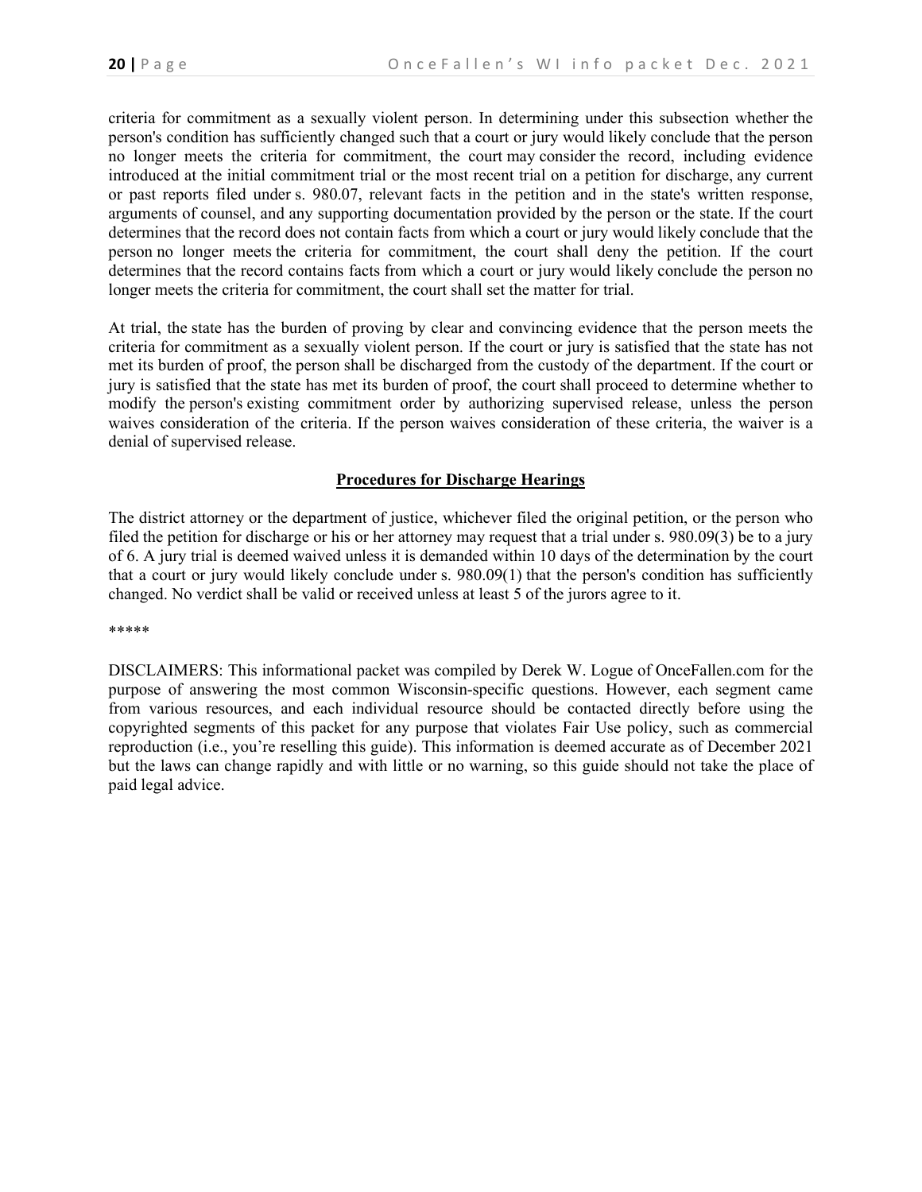criteria for commitment as a sexually violent person. In determining under this subsection whether the person's condition has sufficiently changed such that a court or jury would likely conclude that the person no longer meets the criteria for commitment, the court may consider the record, including evidence introduced at the initial commitment trial or the most recent trial on a petition for discharge, any current or past reports filed under s. 980.07, relevant facts in the petition and in the state's written response, arguments of counsel, and any supporting documentation provided by the person or the state. If the court determines that the record does not contain facts from which a court or jury would likely conclude that the person no longer meets the criteria for commitment, the court shall deny the petition. If the court determines that the record contains facts from which a court or jury would likely conclude the person no longer meets the criteria for commitment, the court shall set the matter for trial.

At trial, the state has the burden of proving by clear and convincing evidence that the person meets the criteria for commitment as a sexually violent person. If the court or jury is satisfied that the state has not met its burden of proof, the person shall be discharged from the custody of the department. If the court or jury is satisfied that the state has met its burden of proof, the court shall proceed to determine whether to modify the person's existing commitment order by authorizing supervised release, unless the person waives consideration of the criteria. If the person waives consideration of these criteria, the waiver is a denial of supervised release.

## Procedures for Discharge Hearings

The district attorney or the department of justice, whichever filed the original petition, or the person who filed the petition for discharge or his or her attorney may request that a trial under s. 980.09(3) be to a jury of 6. A jury trial is deemed waived unless it is demanded within 10 days of the determination by the court that a court or jury would likely conclude under s. 980.09(1) that the person's condition has sufficiently changed. No verdict shall be valid or received unless at least 5 of the jurors agree to it.

*****

DISCLAIMERS: This informational packet was compiled by Derek W. Logue of OnceFallen.com for the purpose of answering the most common Wisconsin-specific questions. However, each segment came from various resources, and each individual resource should be contacted directly before using the copyrighted segments of this packet for any purpose that violates Fair Use policy, such as commercial reproduction (i.e., you're reselling this guide). This information is deemed accurate as of December 2021 but the laws can change rapidly and with little or no warning, so this guide should not take the place of paid legal advice.